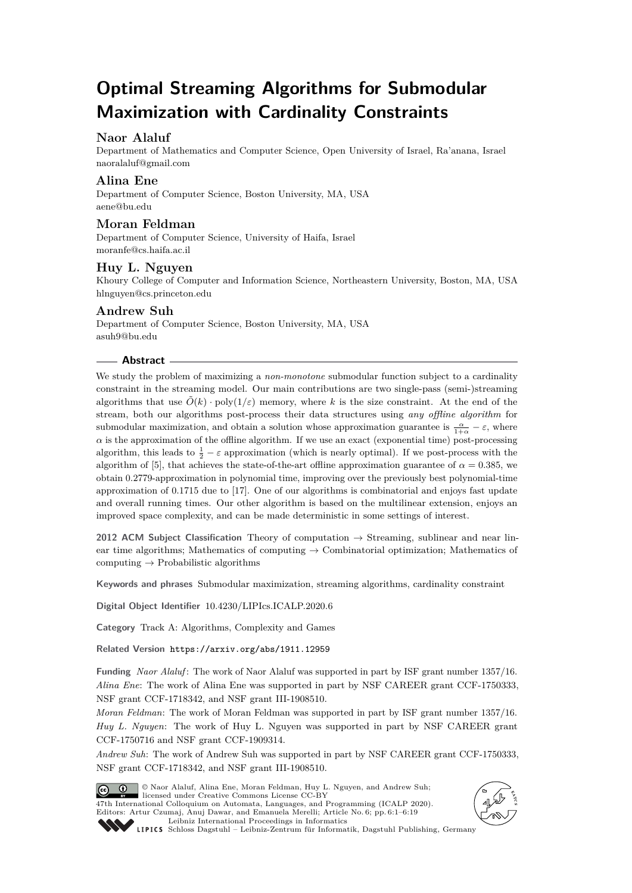# Optimal Streaming Algorithms for Submodular Maximization with Cardinality Constraints

**Naor Alaluf**
Department of Mathematics and Computer Science, Open University of Israel, Ra'anana, Israel
naoralaluf@gmail.com

**Alina Ene**
Department of Computer Science, Boston University, MA, USA
aene@bu.edu

**Moran Feldman**
Department of Computer Science, University of Haifa, Israel
moranfe@cs.haifa.ac.il

**Huy L. Nguyen**
Khoury College of Computer and Information Science, Northeastern University, Boston, MA, USA
hlnguyen@cs.princeton.edu

**Andrew Suh**
Department of Computer Science, Boston University, MA, USA
asuh9@bu.edu

## Abstract

We study the problem of maximizing a *non-monotone* submodular function subject to a cardinality constraint in the streaming model. Our main contributions are two single-pass (semi-)streaming algorithms that use $\tilde{O}(k) \cdot \mathrm{poly}(1/\varepsilon)$ memory, where $k$ is the size constraint. At the end of the stream, both our algorithms post-process their data structures using *any offline algorithm* for submodular maximization, and obtain a solution whose approximation guarantee is $\frac{\alpha}{1+\alpha} - \varepsilon$, where $\alpha$ is the approximation of the offline algorithm. If we use an exact (exponential time) post-processing algorithm, this leads to $\frac{1}{2} - \varepsilon$ approximation (which is nearly optimal). If we post-process with the algorithm of [5], that achieves the state-of-the-art offline approximation guarantee of $\alpha = 0.385$, we obtain 0.2779-approximation in polynomial time, improving over the previously best polynomial-time approximation of 0.1715 due to [17]. One of our algorithms is combinatorial and enjoys fast update and overall running times. Our other algorithm is based on the multilinear extension, enjoys an improved space complexity, and can be made deterministic in some settings of interest.

**2012 ACM Subject Classification** Theory of computation → Streaming, sublinear and near linear time algorithms; Mathematics of computing → Combinatorial optimization; Mathematics of computing → Probabilistic algorithms

**Keywords and phrases** Submodular maximization, streaming algorithms, cardinality constraint

**Digital Object Identifier** 10.4230/LIPIcs.ICALP.2020.6

**Category** Track A: Algorithms, Complexity and Games

**Related Version** https://arxiv.org/abs/1911.12959

**Funding** *Naor Alaluf*: The work of Naor Alaluf was supported in part by ISF grant number 1357/16.
*Alina Ene*: The work of Alina Ene was supported in part by NSF CAREER grant CCF-1750333, NSF grant CCF-1718342, and NSF grant III-1908510.
*Moran Feldman*: The work of Moran Feldman was supported in part by ISF grant number 1357/16.
*Huy L. Nguyen*: The work of Huy L. Nguyen was supported in part by NSF CAREER grant CCF-1750716 and NSF grant CCF-1909314.
*Andrew Suh*: The work of Andrew Suh was supported in part by NSF CAREER grant CCF-1750333, NSF grant CCF-1718342, and NSF grant III-1908510.

© Naor Alaluf, Alina Ene, Moran Feldman, Huy L. Nguyen, and Andrew Suh; licensed under Creative Commons License CC-BY
47th International Colloquium on Automata, Languages, and Programming (ICALP 2020).
Editors: Artur Czumaj, Anuj Dawar, and Emanuela Merelli; Article No. 6; pp. 6:1–6:19
Leibniz International Proceedings in Informatics
Schloss Dagstuhl – Leibniz-Zentrum für Informatik, Dagstuhl Publishing, Germany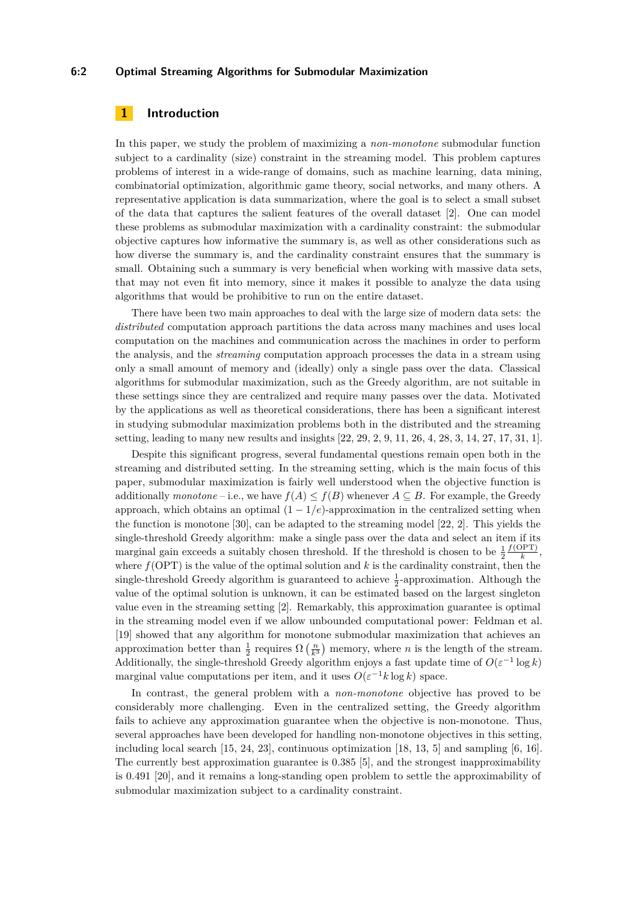## 1 Introduction

In this paper, we study the problem of maximizing a *non-monotone* submodular function subject to a cardinality (size) constraint in the streaming model. This problem captures problems of interest in a wide-range of domains, such as machine learning, data mining, combinatorial optimization, algorithmic game theory, social networks, and many others. A representative application is data summarization, where the goal is to select a small subset of the data that captures the salient features of the overall dataset [2]. One can model these problems as submodular maximization with a cardinality constraint: the submodular objective captures how informative the summary is, as well as other considerations such as how diverse the summary is, and the cardinality constraint ensures that the summary is small. Obtaining such a summary is very beneficial when working with massive data sets, that may not even fit into memory, since it makes it possible to analyze the data using algorithms that would be prohibitive to run on the entire dataset.

There have been two main approaches to deal with the large size of modern data sets: the *distributed* computation approach partitions the data across many machines and uses local computation on the machines and communication across the machines in order to perform the analysis, and the *streaming* computation approach processes the data in a stream using only a small amount of memory and (ideally) only a single pass over the data. Classical algorithms for submodular maximization, such as the Greedy algorithm, are not suitable in these settings since they are centralized and require many passes over the data. Motivated by the applications as well as theoretical considerations, there has been a significant interest in studying submodular maximization problems both in the distributed and the streaming setting, leading to many new results and insights [22, 29, 2, 9, 11, 26, 4, 28, 3, 14, 27, 17, 31, 1].

Despite this significant progress, several fundamental questions remain open both in the streaming and distributed setting. In the streaming setting, which is the main focus of this paper, submodular maximization is fairly well understood when the objective function is additionally *monotone* – i.e., we have $f(A) \le f(B)$ whenever $A \subseteq B$. For example, the Greedy approach, which obtains an optimal $(1 - 1/e)$-approximation in the centralized setting when the function is monotone [30], can be adapted to the streaming model [22, 2]. This yields the single-threshold Greedy algorithm: make a single pass over the data and select an item if its marginal gain exceeds a suitably chosen threshold. If the threshold is chosen to be $\frac{1}{2}\frac{f(\mathrm{OPT})}{k}$, where $f(\mathrm{OPT})$ is the value of the optimal solution and $k$ is the cardinality constraint, then the single-threshold Greedy algorithm is guaranteed to achieve $\frac{1}{2}$-approximation. Although the value of the optimal solution is unknown, it can be estimated based on the largest singleton value even in the streaming setting [2]. Remarkably, this approximation guarantee is optimal in the streaming model even if we allow unbounded computational power: Feldman et al. [19] showed that any algorithm for monotone submodular maximization that achieves an approximation better than $\frac{1}{2}$ requires $\Omega\left(\frac{n}{k^3}\right)$ memory, where $n$ is the length of the stream. Additionally, the single-threshold Greedy algorithm enjoys a fast update time of $O(\varepsilon^{-1} \log k)$ marginal value computations per item, and it uses $O(\varepsilon^{-1} k \log k)$ space.

In contrast, the general problem with a *non-monotone* objective has proved to be considerably more challenging. Even in the centralized setting, the Greedy algorithm fails to achieve any approximation guarantee when the objective is non-monotone. Thus, several approaches have been developed for handling non-monotone objectives in this setting, including local search [15, 24, 23], continuous optimization [18, 13, 5] and sampling [6, 16]. The currently best approximation guarantee is 0.385 [5], and the strongest inapproximability is 0.491 [20], and it remains a long-standing open problem to settle the approximability of submodular maximization subject to a cardinality constraint.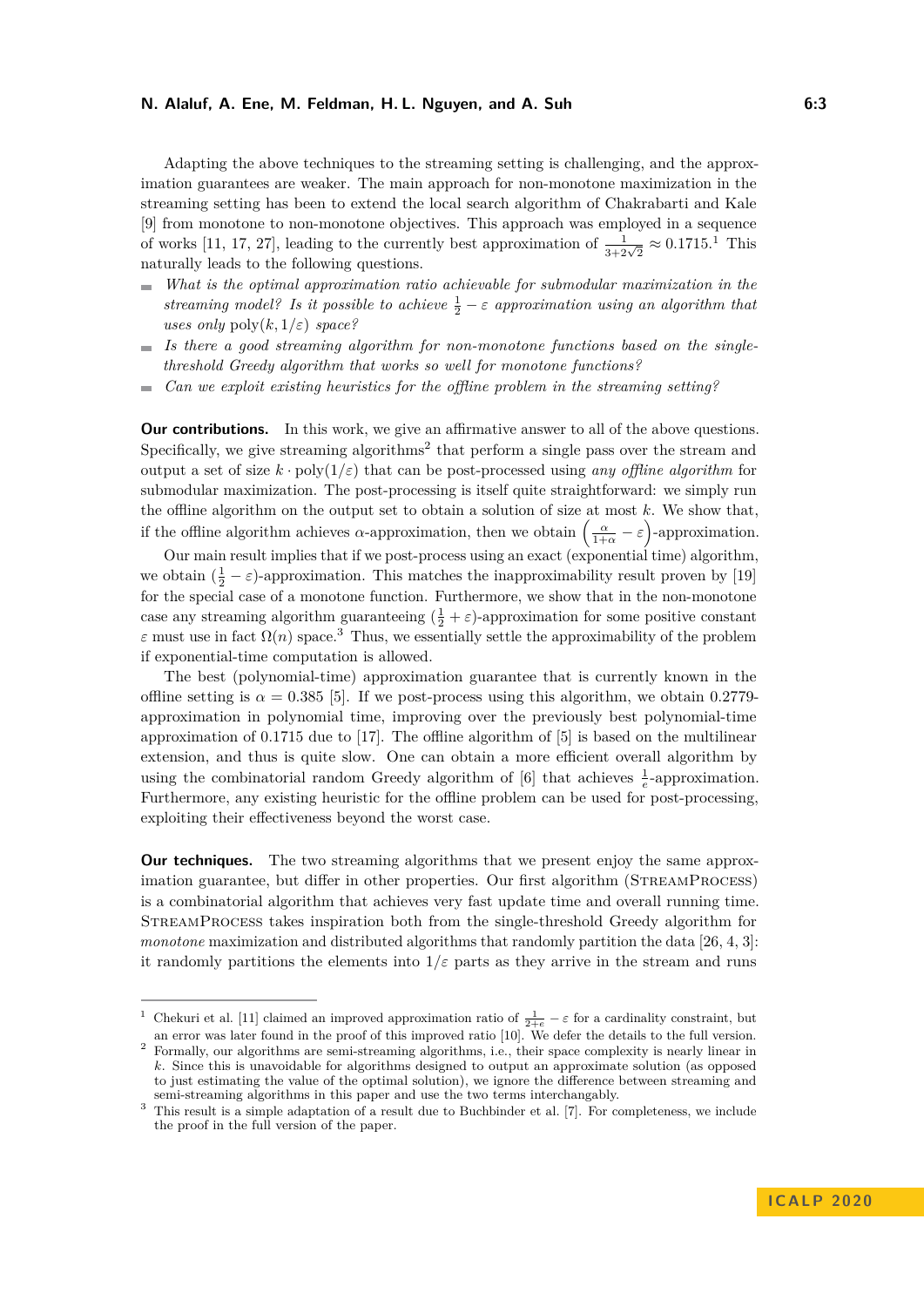Adapting the above techniques to the streaming setting is challenging, and the approximation guarantees are weaker. The main approach for non-monotone maximization in the streaming setting has been to extend the local search algorithm of Chakrabarti and Kale [9] from monotone to non-monotone objectives. This approach was employed in a sequence of works [11, 17, 27], leading to the currently best approximation of $\frac{1}{3+2\sqrt{2}} \approx 0.1715$.[1] This naturally leads to the following questions.

- *What is the optimal approximation ratio achievable for submodular maximization in the streaming model? Is it possible to achieve $\frac{1}{2} - \varepsilon$ approximation using an algorithm that uses only* $\text{poly}(k, 1/\varepsilon)$ *space?*
- *Is there a good streaming algorithm for non-monotone functions based on the single-threshold Greedy algorithm that works so well for monotone functions?*
- *Can we exploit existing heuristics for the offline problem in the streaming setting?*

**Our contributions.** In this work, we give an affirmative answer to all of the above questions. Specifically, we give streaming algorithms[2] that perform a single pass over the stream and output a set of size $k \cdot \text{poly}(1/\varepsilon)$ that can be post-processed using *any offline algorithm* for submodular maximization. The post-processing is itself quite straightforward: we simply run the offline algorithm on the output set to obtain a solution of size at most $k$. We show that, if the offline algorithm achieves $\alpha$-approximation, then we obtain $\left(\frac{\alpha}{1+\alpha} - \varepsilon\right)$-approximation.

Our main result implies that if we post-process using an exact (exponential time) algorithm, we obtain $(\frac{1}{2} - \varepsilon)$-approximation. This matches the inapproximability result proven by [19] for the special case of a monotone function. Furthermore, we show that in the non-monotone case any streaming algorithm guaranteeing $(\frac{1}{2} + \varepsilon)$-approximation for some positive constant $\varepsilon$ must use in fact $\Omega(n)$ space.[3] Thus, we essentially settle the approximability of the problem if exponential-time computation is allowed.

The best (polynomial-time) approximation guarantee that is currently known in the offline setting is $\alpha = 0.385$ [5]. If we post-process using this algorithm, we obtain 0.2779-approximation in polynomial time, improving over the previously best polynomial-time approximation of 0.1715 due to [17]. The offline algorithm of [5] is based on the multilinear extension, and thus is quite slow. One can obtain a more efficient overall algorithm by using the combinatorial random Greedy algorithm of [6] that achieves $\frac{1}{e}$-approximation. Furthermore, any existing heuristic for the offline problem can be used for post-processing, exploiting their effectiveness beyond the worst case.

**Our techniques.** The two streaming algorithms that we present enjoy the same approximation guarantee, but differ in other properties. Our first algorithm (StreamProcess) is a combinatorial algorithm that achieves very fast update time and overall running time. StreamProcess takes inspiration both from the single-threshold Greedy algorithm for *monotone* maximization and distributed algorithms that randomly partition the data [26, 4, 3]: it randomly partitions the elements into $1/\varepsilon$ parts as they arrive in the stream and runs

---

[1] Chekuri et al. [11] claimed an improved approximation ratio of $\frac{1}{2+e} - \varepsilon$ for a cardinality constraint, but an error was later found in the proof of this improved ratio [10]. We defer the details to the full version.

[2] Formally, our algorithms are semi-streaming algorithms, i.e., their space complexity is nearly linear in $k$. Since this is unavoidable for algorithms designed to output an approximate solution (as opposed to just estimating the value of the optimal solution), we ignore the difference between streaming and semi-streaming algorithms in this paper and use the two terms interchangably.

[3] This result is a simple adaptation of a result due to Buchbinder et al. [7]. For completeness, we include the proof in the full version of the paper.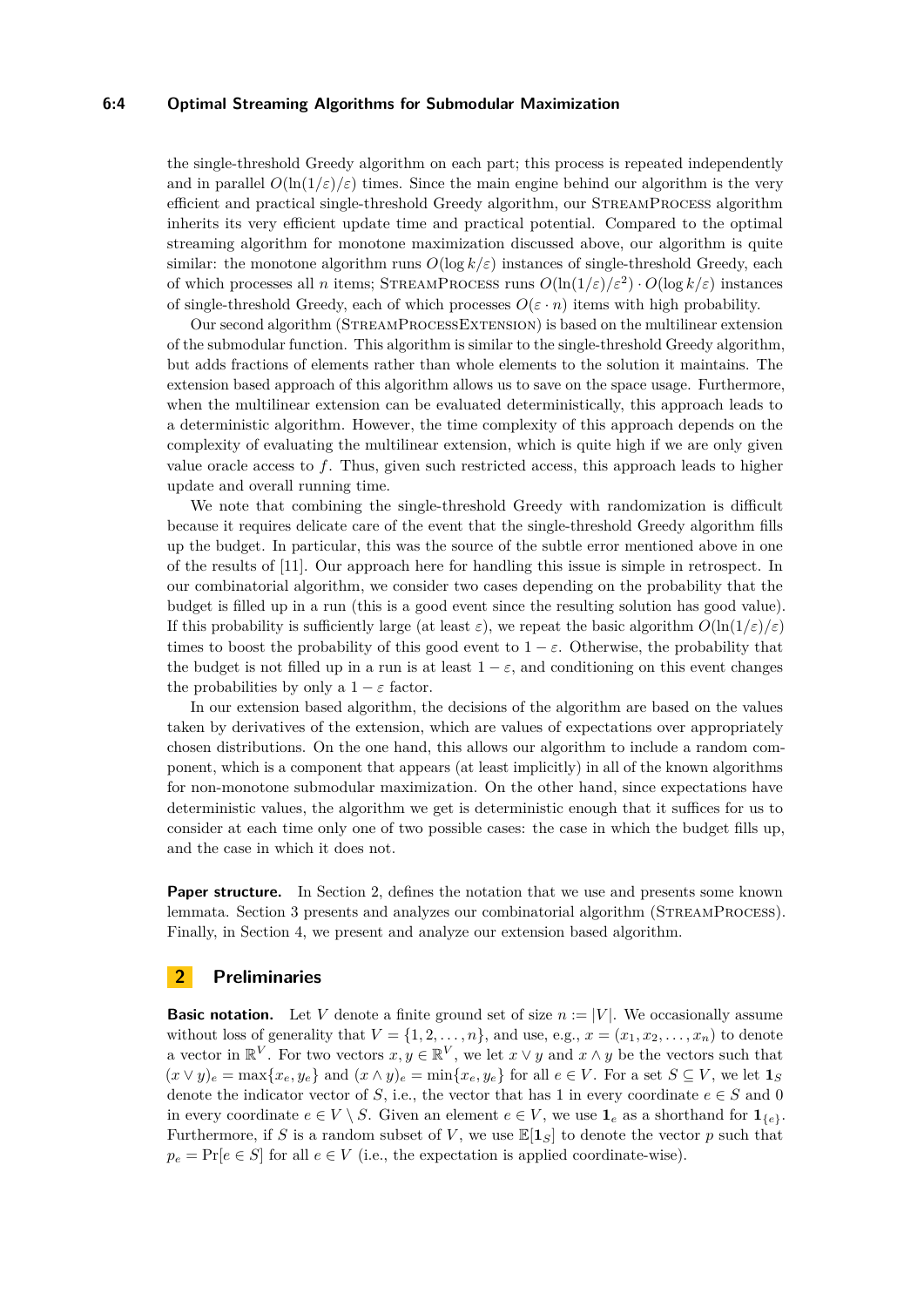the single-threshold Greedy algorithm on each part; this process is repeated independently and in parallel $O(\ln(1/\varepsilon)/\varepsilon)$ times. Since the main engine behind our algorithm is the very efficient and practical single-threshold Greedy algorithm, our StreamProcess algorithm inherits its very efficient update time and practical potential. Compared to the optimal streaming algorithm for monotone maximization discussed above, our algorithm is quite similar: the monotone algorithm runs $O(\log k/\varepsilon)$ instances of single-threshold Greedy, each of which processes all $n$ items; StreamProcess runs $O(\ln(1/\varepsilon)/\varepsilon^2) \cdot O(\log k/\varepsilon)$ instances of single-threshold Greedy, each of which processes $O(\varepsilon \cdot n)$ items with high probability.

Our second algorithm (StreamProcessExtension) is based on the multilinear extension of the submodular function. This algorithm is similar to the single-threshold Greedy algorithm, but adds fractions of elements rather than whole elements to the solution it maintains. The extension based approach of this algorithm allows us to save on the space usage. Furthermore, when the multilinear extension can be evaluated deterministically, this approach leads to a deterministic algorithm. However, the time complexity of this approach depends on the complexity of evaluating the multilinear extension, which is quite high if we are only given value oracle access to $f$. Thus, given such restricted access, this approach leads to higher update and overall running time.

We note that combining the single-threshold Greedy with randomization is difficult because it requires delicate care of the event that the single-threshold Greedy algorithm fills up the budget. In particular, this was the source of the subtle error mentioned above in one of the results of [11]. Our approach here for handling this issue is simple in retrospect. In our combinatorial algorithm, we consider two cases depending on the probability that the budget is filled up in a run (this is a good event since the resulting solution has good value). If this probability is sufficiently large (at least $\varepsilon$), we repeat the basic algorithm $O(\ln(1/\varepsilon)/\varepsilon)$ times to boost the probability of this good event to $1 - \varepsilon$. Otherwise, the probability that the budget is not filled up in a run is at least $1 - \varepsilon$, and conditioning on this event changes the probabilities by only a $1 - \varepsilon$ factor.

In our extension based algorithm, the decisions of the algorithm are based on the values taken by derivatives of the extension, which are values of expectations over appropriately chosen distributions. On the one hand, this allows our algorithm to include a random component, which is a component that appears (at least implicitly) in all of the known algorithms for non-monotone submodular maximization. On the other hand, since expectations have deterministic values, the algorithm we get is deterministic enough that it suffices for us to consider at each time only one of two possible cases: the case in which the budget fills up, and the case in which it does not.

**Paper structure.** In Section 2, defines the notation that we use and presents some known lemmata. Section 3 presents and analyzes our combinatorial algorithm (StreamProcess). Finally, in Section 4, we present and analyze our extension based algorithm.

## 2 Preliminaries

**Basic notation.** Let $V$ denote a finite ground set of size $n := |V|$. We occasionally assume without loss of generality that $V = \{1, 2, \ldots, n\}$, and use, e.g., $x = (x_1, x_2, \ldots, x_n)$ to denote a vector in $\mathbb{R}^V$. For two vectors $x, y \in \mathbb{R}^V$, we let $x \vee y$ and $x \wedge y$ be the vectors such that $(x \vee y)_e = \max\{x_e, y_e\}$ and $(x \wedge y)_e = \min\{x_e, y_e\}$ for all $e \in V$. For a set $S \subseteq V$, we let $\mathbf{1}_S$ denote the indicator vector of $S$, i.e., the vector that has 1 in every coordinate $e \in S$ and 0 in every coordinate $e \in V \setminus S$. Given an element $e \in V$, we use $\mathbf{1}_e$ as a shorthand for $\mathbf{1}_{\{e\}}$. Furthermore, if $S$ is a random subset of $V$, we use $\mathbb{E}[\mathbf{1}_S]$ to denote the vector $p$ such that $p_e = \Pr[e \in S]$ for all $e \in V$ (i.e., the expectation is applied coordinate-wise).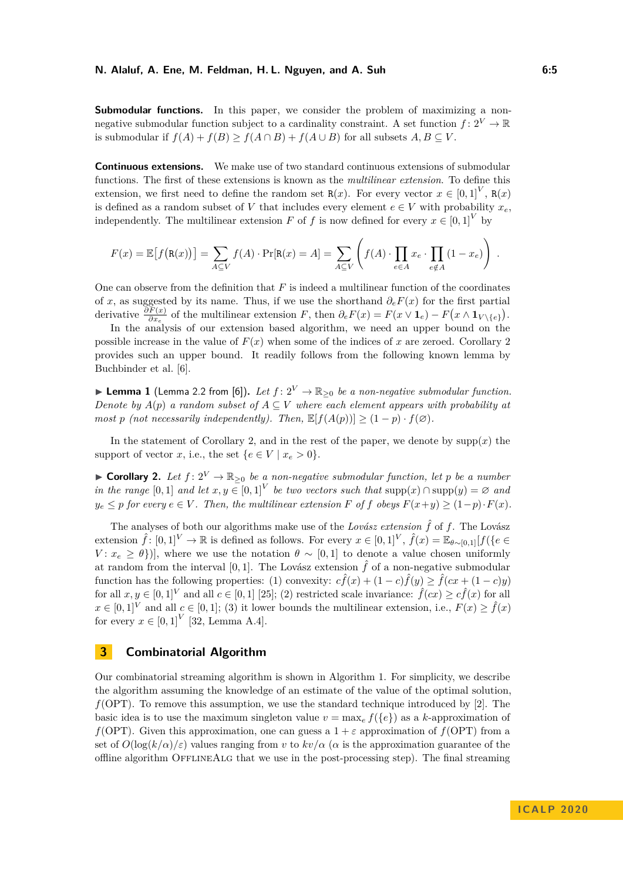**Submodular functions.** In this paper, we consider the problem of maximizing a non-negative submodular function subject to a cardinality constraint. A set function $f\colon 2^V \to \mathbb{R}$ is submodular if $f(A) + f(B) \geq f(A \cap B) + f(A \cup B)$ for all subsets $A, B \subseteq V$.

**Continuous extensions.** We make use of two standard continuous extensions of submodular functions. The first of these extensions is known as the *multilinear extension*. To define this extension, we first need to define the random set $\mathtt{R}(x)$. For every vector $x \in [0,1]^V$, $\mathtt{R}(x)$ is defined as a random subset of $V$ that includes every element $e \in V$ with probability $x_e$, independently. The multilinear extension $F$ of $f$ is now defined for every $x \in [0,1]^V$ by

$$F(x) = \mathbb{E}\big[f\big(\mathtt{R}(x)\big)\big] = \sum_{A \subseteq V} f(A) \cdot \Pr[\mathtt{R}(x) = A] = \sum_{A \subseteq V} \left( f(A) \cdot \prod_{e \in A} x_e \cdot \prod_{e \notin A} (1 - x_e) \right) .$$

One can observe from the definition that $F$ is indeed a multilinear function of the coordinates of $x$, as suggested by its name. Thus, if we use the shorthand $\partial_e F(x)$ for the first partial derivative $\frac{\partial F(x)}{\partial x_e}$ of the multilinear extension $F$, then $\partial_e F(x) = F(x \vee \mathbf{1}_e) - F\big(x \wedge \mathbf{1}_{V \setminus \{e\}}\big)$.

In the analysis of our extension based algorithm, we need an upper bound on the possible increase in the value of $F(x)$ when some of the indices of $x$ are zeroed. Corollary 2 provides such an upper bound. It readily follows from the following known lemma by Buchbinder et al. [6].

▶ **Lemma 1** (Lemma 2.2 from [6]). *Let $f\colon 2^V \to \mathbb{R}_{\geq 0}$ be a non-negative submodular function. Denote by $A(p)$ a random subset of $A \subseteq V$ where each element appears with probability at most $p$ (not necessarily independently). Then, $\mathbb{E}[f(A(p))] \geq (1-p) \cdot f(\varnothing)$.*

In the statement of Corollary 2, and in the rest of the paper, we denote by $\operatorname{supp}(x)$ the support of vector $x$, i.e., the set $\{e \in V \mid x_e > 0\}$.

▶ **Corollary 2.** *Let $f\colon 2^V \to \mathbb{R}_{\geq 0}$ be a non-negative submodular function, let $p$ be a number in the range $[0,1]$ and let $x, y \in [0,1]^V$ be two vectors such that $\operatorname{supp}(x) \cap \operatorname{supp}(y) = \varnothing$ and $y_e \leq p$ for every $e \in V$. Then, the multilinear extension $F$ of $f$ obeys $F(x+y) \geq (1-p) \cdot F(x)$.*

The analyses of both our algorithms make use of the *Lovász extension* $\hat{f}$ of $f$. The Lovász extension $\hat{f}\colon [0,1]^V \to \mathbb{R}$ is defined as follows. For every $x \in [0,1]^V$, $\hat{f}(x) = \mathbb{E}_{\theta \sim [0,1]}[f(\{e \in V : x_e \geq \theta\})]$, where we use the notation $\theta \sim [0,1]$ to denote a value chosen uniformly at random from the interval $[0,1]$. The Lovász extension $\hat{f}$ of a non-negative submodular function has the following properties: (1) convexity: $c\hat{f}(x) + (1-c)\hat{f}(y) \geq \hat{f}(cx + (1-c)y)$ for all $x, y \in [0,1]^V$ and all $c \in [0,1]$ [25]; (2) restricted scale invariance: $\hat{f}(cx) \geq c\hat{f}(x)$ for all $x \in [0,1]^V$ and all $c \in [0,1]$; (3) it lower bounds the multilinear extension, i.e., $F(x) \geq \hat{f}(x)$ for every $x \in [0,1]^V$ [32, Lemma A.4].

## 3 Combinatorial Algorithm

Our combinatorial streaming algorithm is shown in Algorithm 1. For simplicity, we describe the algorithm assuming the knowledge of an estimate of the value of the optimal solution, $f(\mathrm{OPT})$. To remove this assumption, we use the standard technique introduced by [2]. The basic idea is to use the maximum singleton value $v = \max_e f(\{e\})$ as a $k$-approximation of $f(\mathrm{OPT})$. Given this approximation, one can guess a $1+\varepsilon$ approximation of $f(\mathrm{OPT})$ from a set of $O(\log(k/\alpha)/\varepsilon)$ values ranging from $v$ to $kv/\alpha$ ($\alpha$ is the approximation guarantee of the offline algorithm OfflineAlg that we use in the post-processing step). The final streaming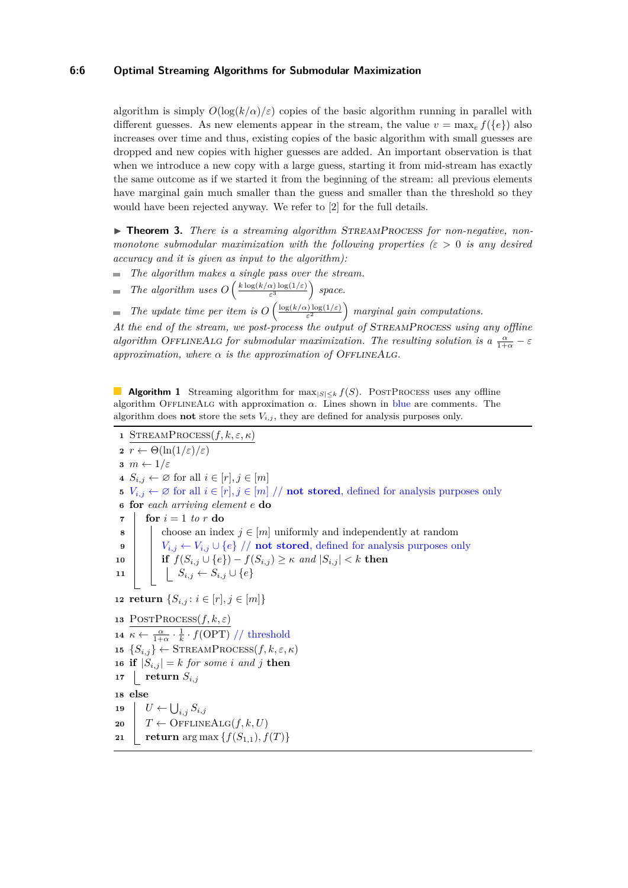algorithm is simply $O(\log(k/\alpha)/\varepsilon)$ copies of the basic algorithm running in parallel with different guesses. As new elements appear in the stream, the value $v = \max_e f(\{e\})$ also increases over time and thus, existing copies of the basic algorithm with small guesses are dropped and new copies with higher guesses are added. An important observation is that when we introduce a new copy with a large guess, starting it from mid-stream has exactly the same outcome as if we started it from the beginning of the stream: all previous elements have marginal gain much smaller than the guess and smaller than the threshold so they would have been rejected anyway. We refer to [2] for the full details.

▶ **Theorem 3.** *There is a streaming algorithm* StreamProcess *for non-negative, non-monotone submodular maximization with the following properties ($\varepsilon > 0$ is any desired accuracy and it is given as input to the algorithm):*

- *The algorithm makes a single pass over the stream.*
- *The algorithm uses $O\left(\frac{k \log(k/\alpha) \log(1/\varepsilon)}{\varepsilon^3}\right)$ space.*
- *The update time per item is $O\left(\frac{\log(k/\alpha) \log(1/\varepsilon)}{\varepsilon^2}\right)$ marginal gain computations.*

*At the end of the stream, we post-process the output of* StreamProcess *using any offline algorithm* OfflineAlg *for submodular maximization. The resulting solution is a $\frac{\alpha}{1+\alpha} - \varepsilon$ approximation, where $\alpha$ is the approximation of* OfflineAlg.

**Algorithm 1** Streaming algorithm for $\max_{|S| \le k} f(S)$. PostProcess uses any offline algorithm OfflineAlg with approximation $\alpha$. Lines shown in blue are comments. The algorithm does **not** store the sets $V_{i,j}$, they are defined for analysis purposes only.

```
1  StreamProcess(f, k, ε, κ)
2  r ← Θ(ln(1/ε)/ε)
3  m ← 1/ε
4  S_{i,j} ← ∅ for all i ∈ [r], j ∈ [m]
5  V_{i,j} ← ∅ for all i ∈ [r], j ∈ [m] // not stored, defined for analysis purposes only
6  for each arriving element e do
7      for i = 1 to r do
8          choose an index j ∈ [m] uniformly and independently at random
9          V_{i,j} ← V_{i,j} ∪ {e} // not stored, defined for analysis purposes only
10         if f(S_{i,j} ∪ {e}) − f(S_{i,j}) ≥ κ and |S_{i,j}| < k then
11             S_{i,j} ← S_{i,j} ∪ {e}
12 return {S_{i,j} : i ∈ [r], j ∈ [m]}

13 PostProcess(f, k, ε)
14 κ ← α/(1+α) · 1/k · f(OPT) // threshold
15 {S_{i,j}} ← StreamProcess(f, k, ε, κ)
16 if |S_{i,j}| = k for some i and j then
17     return S_{i,j}
18 else
19     U ← ⋃_{i,j} S_{i,j}
20     T ← OfflineAlg(f, k, U)
21     return arg max {f(S_{1,1}), f(T)}
```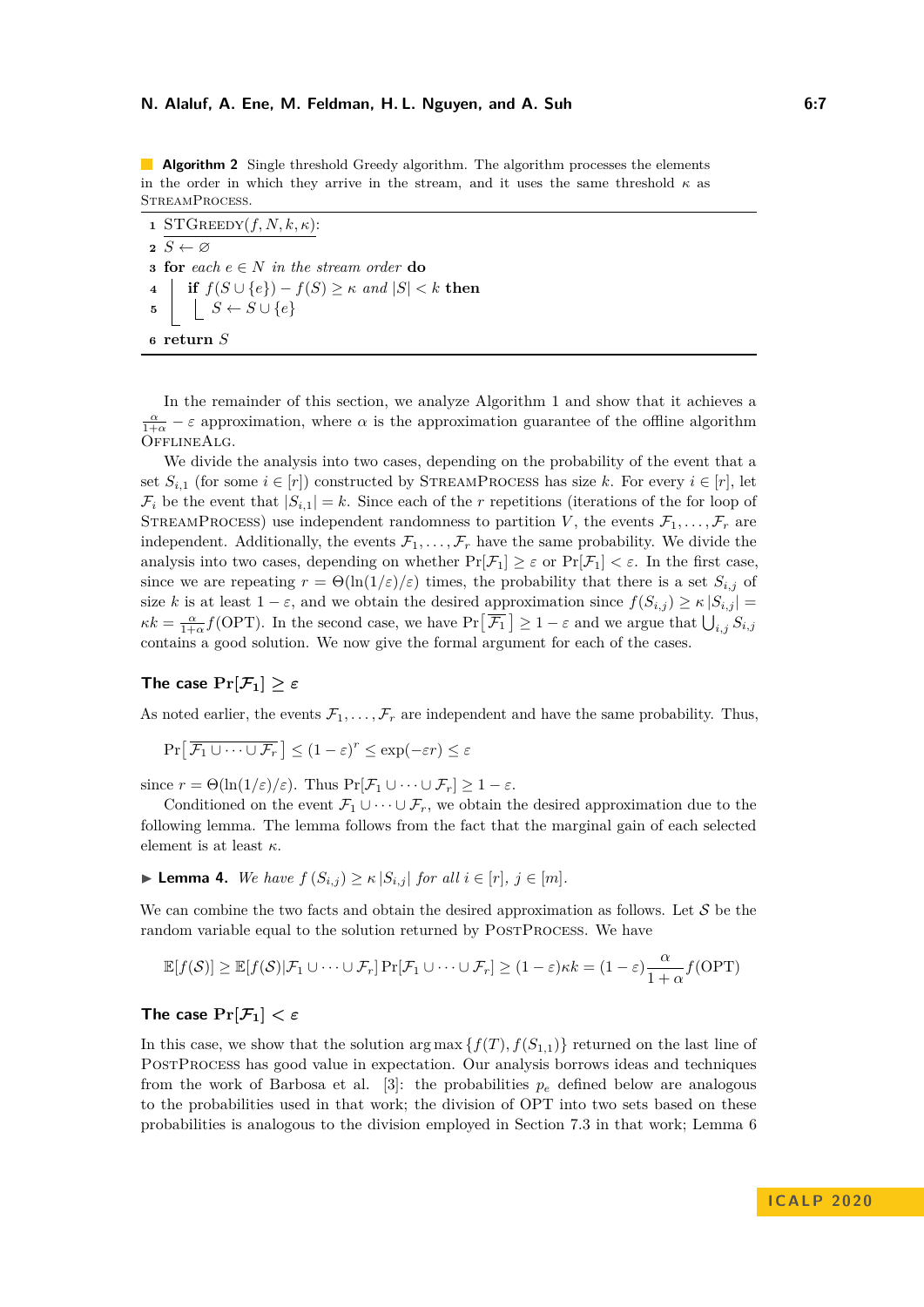**Algorithm 2** Single threshold Greedy algorithm. The algorithm processes the elements in the order in which they arrive in the stream, and it uses the same threshold $\kappa$ as StreamProcess.

```
1 STGreedy(f, N, k, κ):
2 S ← ∅
3 for each e ∈ N in the stream order do
4     if f(S ∪ {e}) − f(S) ≥ κ and |S| < k then
5         S ← S ∪ {e}
6 return S
```

In the remainder of this section, we analyze Algorithm 1 and show that it achieves a $\frac{\alpha}{1+\alpha} - \varepsilon$ approximation, where $\alpha$ is the approximation guarantee of the offline algorithm OfflineAlg.

We divide the analysis into two cases, depending on the probability of the event that a set $S_{i,1}$ (for some $i \in [r]$) constructed by StreamProcess has size $k$. For every $i \in [r]$, let $\mathcal{F}_i$ be the event that $|S_{i,1}| = k$. Since each of the $r$ repetitions (iterations of the for loop of StreamProcess) use independent randomness to partition $V$, the events $\mathcal{F}_1, \dots, \mathcal{F}_r$ are independent. Additionally, the events $\mathcal{F}_1, \dots, \mathcal{F}_r$ have the same probability. We divide the analysis into two cases, depending on whether $\Pr[\mathcal{F}_1] \geq \varepsilon$ or $\Pr[\mathcal{F}_1] < \varepsilon$. In the first case, since we are repeating $r = \Theta(\ln(1/\varepsilon)/\varepsilon)$ times, the probability that there is a set $S_{i,j}$ of size $k$ is at least $1 - \varepsilon$, and we obtain the desired approximation since $f(S_{i,j}) \geq \kappa |S_{i,j}| = \kappa k = \frac{\alpha}{1+\alpha} f(\mathrm{OPT})$. In the second case, we have $\Pr\left[\overline{\mathcal{F}_1}\right] \geq 1 - \varepsilon$ and we argue that $\bigcup_{i,j} S_{i,j}$ contains a good solution. We now give the formal argument for each of the cases.

## The case $\Pr[\mathcal{F}_1] \geq \varepsilon$

As noted earlier, the events $\mathcal{F}_1, \dots, \mathcal{F}_r$ are independent and have the same probability. Thus,

$$\Pr\left[\overline{\mathcal{F}_1 \cup \cdots \cup \mathcal{F}_r}\right] \leq (1 - \varepsilon)^r \leq \exp(-\varepsilon r) \leq \varepsilon$$

since $r = \Theta(\ln(1/\varepsilon)/\varepsilon)$. Thus $\Pr[\mathcal{F}_1 \cup \cdots \cup \mathcal{F}_r] \geq 1 - \varepsilon$.

Conditioned on the event $\mathcal{F}_1 \cup \cdots \cup \mathcal{F}_r$, we obtain the desired approximation due to the following lemma. The lemma follows from the fact that the marginal gain of each selected element is at least $\kappa$.

▶ **Lemma 4.** *We have $f(S_{i,j}) \geq \kappa |S_{i,j}|$ for all $i \in [r]$, $j \in [m]$.*

We can combine the two facts and obtain the desired approximation as follows. Let $\mathcal{S}$ be the random variable equal to the solution returned by PostProcess. We have

$$\mathbb{E}[f(\mathcal{S})] \geq \mathbb{E}[f(\mathcal{S}) | \mathcal{F}_1 \cup \cdots \cup \mathcal{F}_r] \Pr[\mathcal{F}_1 \cup \cdots \cup \mathcal{F}_r] \geq (1 - \varepsilon)\kappa k = (1 - \varepsilon)\frac{\alpha}{1+\alpha} f(\mathrm{OPT})$$

## The case $\Pr[\mathcal{F}_1] < \varepsilon$

In this case, we show that the solution $\arg\max\{f(T), f(S_{1,1})\}$ returned on the last line of PostProcess has good value in expectation. Our analysis borrows ideas and techniques from the work of Barbosa et al. [3]: the probabilities $p_e$ defined below are analogous to the probabilities used in that work; the division of OPT into two sets based on these probabilities is analogous to the division employed in Section 7.3 in that work; Lemma 6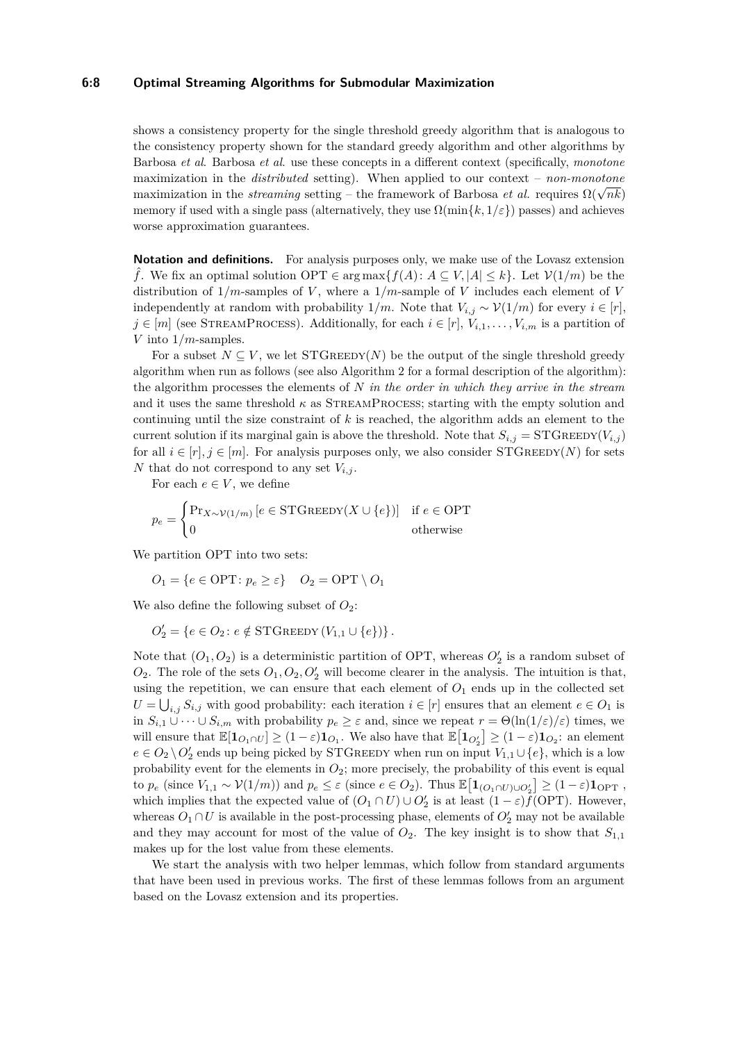shows a consistency property for the single threshold greedy algorithm that is analogous to the consistency property shown for the standard greedy algorithm and other algorithms by Barbosa *et al*. Barbosa *et al.* use these concepts in a different context (specifically, *monotone* maximization in the *distributed* setting). When applied to our context – *non-monotone* maximization in the *streaming* setting – the framework of Barbosa *et al.* requires $\Omega(\sqrt{nk})$ memory if used with a single pass (alternatively, they use $\Omega(\min\{k, 1/\varepsilon\})$ passes) and achieves worse approximation guarantees.

**Notation and definitions.** For analysis purposes only, we make use of the Lovasz extension $\hat{f}$. We fix an optimal solution $\mathrm{OPT} \in \arg\max\{f(A) \colon A \subseteq V, |A| \leq k\}$. Let $\mathcal{V}(1/m)$ be the distribution of $1/m$-samples of $V$, where a $1/m$-sample of $V$ includes each element of $V$ independently at random with probability $1/m$. Note that $V_{i,j} \sim \mathcal{V}(1/m)$ for every $i \in [r]$, $j \in [m]$ (see StreamProcess). Additionally, for each $i \in [r]$, $V_{i,1}, \ldots, V_{i,m}$ is a partition of $V$ into $1/m$-samples.

For a subset $N \subseteq V$, we let $\mathrm{STGreedy}(N)$ be the output of the single threshold greedy algorithm when run as follows (see also Algorithm 2 for a formal description of the algorithm): the algorithm processes the elements of $N$ *in the order in which they arrive in the stream* and it uses the same threshold $\kappa$ as StreamProcess; starting with the empty solution and continuing until the size constraint of $k$ is reached, the algorithm adds an element to the current solution if its marginal gain is above the threshold. Note that $S_{i,j} = \mathrm{STGreedy}(V_{i,j})$ for all $i \in [r], j \in [m]$. For analysis purposes only, we also consider $\mathrm{STGreedy}(N)$ for sets $N$ that do not correspond to any set $V_{i,j}$.

For each $e \in V$, we define

$$p_e = \begin{cases} \Pr_{X \sim \mathcal{V}(1/m)}\left[e \in \mathrm{STGreedy}(X \cup \{e\})\right] & \text{if } e \in \mathrm{OPT} \\ 0 & \text{otherwise} \end{cases}$$

We partition OPT into two sets:

$$O_1 = \{e \in \mathrm{OPT} \colon p_e \geq \varepsilon\} \quad O_2 = \mathrm{OPT} \setminus O_1$$

We also define the following subset of $O_2$:

$$O_2' = \{e \in O_2 \colon e \notin \mathrm{STGreedy}\left(V_{1,1} \cup \{e\}\right)\}.$$

Note that $(O_1, O_2)$ is a deterministic partition of OPT, whereas $O_2'$ is a random subset of $O_2$. The role of the sets $O_1, O_2, O_2'$ will become clearer in the analysis. The intuition is that, using the repetition, we can ensure that each element of $O_1$ ends up in the collected set $U = \bigcup_{i,j} S_{i,j}$ with good probability: each iteration $i \in [r]$ ensures that an element $e \in O_1$ is in $S_{i,1} \cup \cdots \cup S_{i,m}$ with probability $p_e \geq \varepsilon$ and, since we repeat $r = \Theta(\ln(1/\varepsilon)/\varepsilon)$ times, we will ensure that $\mathbb{E}[\mathbf{1}_{O_1 \cap U}] \geq (1-\varepsilon)\mathbf{1}_{O_1}$. We also have that $\mathbb{E}\left[\mathbf{1}_{O_2'}\right] \geq (1-\varepsilon)\mathbf{1}_{O_2}$: an element $e \in O_2 \setminus O_2'$ ends up being picked by STGreedy when run on input $V_{1,1} \cup \{e\}$, which is a low probability event for the elements in $O_2$; more precisely, the probability of this event is equal to $p_e$ (since $V_{1,1} \sim \mathcal{V}(1/m)$) and $p_e \leq \varepsilon$ (since $e \in O_2$). Thus $\mathbb{E}\left[\mathbf{1}_{(O_1 \cap U) \cup O_2'}\right] \geq (1-\varepsilon)\mathbf{1}_{\mathrm{OPT}}$, which implies that the expected value of $(O_1 \cap U) \cup O_2'$ is at least $(1-\varepsilon)f(\mathrm{OPT})$. However, whereas $O_1 \cap U$ is available in the post-processing phase, elements of $O_2'$ may not be available and they may account for most of the value of $O_2$. The key insight is to show that $S_{1,1}$ makes up for the lost value from these elements.

We start the analysis with two helper lemmas, which follow from standard arguments that have been used in previous works. The first of these lemmas follows from an argument based on the Lovasz extension and its properties.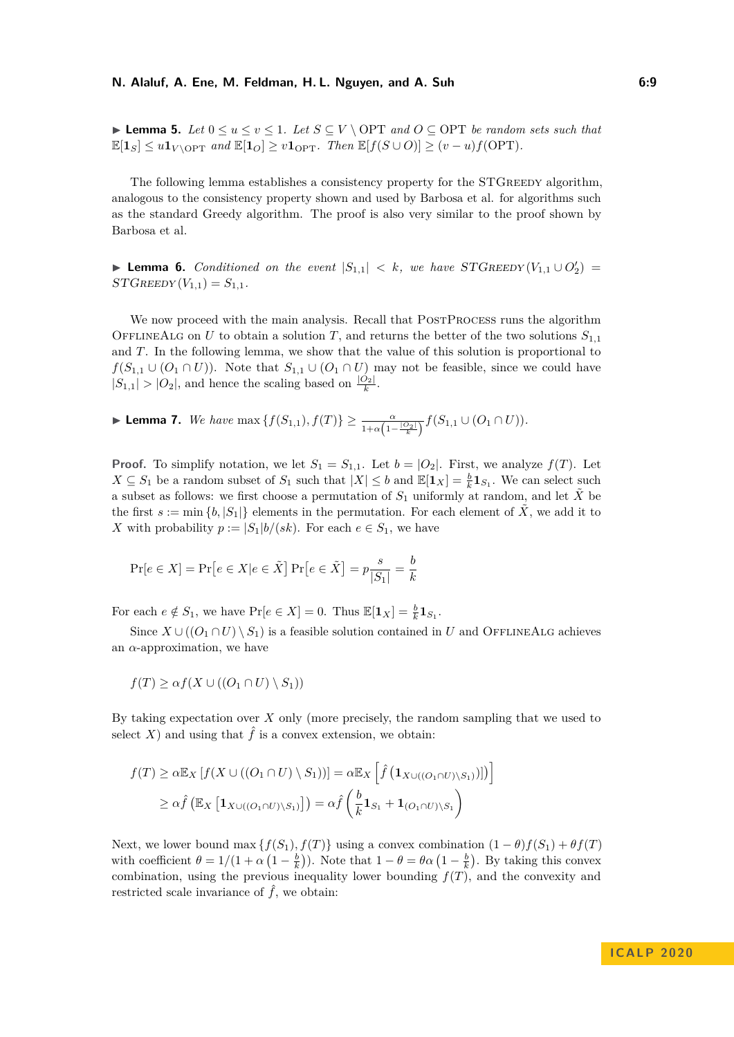▶ **Lemma 5.** *Let $0 \le u \le v \le 1$. Let $S \subseteq V \setminus \mathrm{OPT}$ and $O \subseteq \mathrm{OPT}$ be random sets such that $\mathbb{E}[\mathbf{1}_S] \le u\mathbf{1}_{V\setminus\mathrm{OPT}}$ and $\mathbb{E}[\mathbf{1}_O] \ge v\mathbf{1}_{\mathrm{OPT}}$. Then $\mathbb{E}[f(S \cup O)] \ge (v-u)f(\mathrm{OPT})$.*

The following lemma establishes a consistency property for the STGreedy algorithm, analogous to the consistency property shown and used by Barbosa et al. for algorithms such as the standard Greedy algorithm. The proof is also very similar to the proof shown by Barbosa et al.

▶ **Lemma 6.** *Conditioned on the event $|S_{1,1}| < k$, we have $STGreedy(V_{1,1} \cup O_2') = STGreedy(V_{1,1}) = S_{1,1}$.*

We now proceed with the main analysis. Recall that PostProcess runs the algorithm OfflineAlg on $U$ to obtain a solution $T$, and returns the better of the two solutions $S_{1,1}$ and $T$. In the following lemma, we show that the value of this solution is proportional to $f(S_{1,1} \cup (O_1 \cap U))$. Note that $S_{1,1} \cup (O_1 \cap U)$ may not be feasible, since we could have $|S_{1,1}| > |O_2|$, and hence the scaling based on $\frac{|O_2|}{k}$.

▶ **Lemma 7.** *We have* $\max\{f(S_{1,1}), f(T)\} \ge \frac{\alpha}{1+\alpha\left(1-\frac{|O_2|}{k}\right)} f(S_{1,1} \cup (O_1 \cap U))$.

**Proof.** To simplify notation, we let $S_1 = S_{1,1}$. Let $b = |O_2|$. First, we analyze $f(T)$. Let $X \subseteq S_1$ be a random subset of $S_1$ such that $|X| \le b$ and $\mathbb{E}[\mathbf{1}_X] = \frac{b}{k}\mathbf{1}_{S_1}$. We can select such a subset as follows: we first choose a permutation of $S_1$ uniformly at random, and let $\tilde{X}$ be the first $s := \min\{b, |S_1|\}$ elements in the permutation. For each element of $\tilde{X}$, we add it to $X$ with probability $p := |S_1|b/(sk)$. For each $e \in S_1$, we have

$$\Pr[e \in X] = \Pr\big[e \in X | e \in \tilde{X}\big] \Pr\big[e \in \tilde{X}\big] = p\frac{s}{|S_1|} = \frac{b}{k}$$

For each $e \notin S_1$, we have $\Pr[e \in X] = 0$. Thus $\mathbb{E}[\mathbf{1}_X] = \frac{b}{k}\mathbf{1}_{S_1}$.

Since $X \cup ((O_1 \cap U) \setminus S_1)$ is a feasible solution contained in $U$ and OfflineAlg achieves an $\alpha$-approximation, we have

$$f(T) \ge \alpha f(X \cup ((O_1 \cap U) \setminus S_1))$$

By taking expectation over $X$ only (more precisely, the random sampling that we used to select $X$) and using that $\hat{f}$ is a convex extension, we obtain:

$$\begin{aligned} f(T) &\ge \alpha \mathbb{E}_X\left[f(X \cup ((O_1 \cap U) \setminus S_1))\right] = \alpha \mathbb{E}_X\left[\hat{f}\left(\mathbf{1}_{X \cup ((O_1 \cap U)\setminus S_1))}\right)\right] \\ &\ge \alpha \hat{f}\left(\mathbb{E}_X\left[\mathbf{1}_{X\cup((O_1\cap U)\setminus S_1)}\right]\right) = \alpha \hat{f}\left(\frac{b}{k}\mathbf{1}_{S_1} + \mathbf{1}_{(O_1\cap U)\setminus S_1}\right) \end{aligned}$$

Next, we lower bound $\max\{f(S_1), f(T)\}$ using a convex combination $(1-\theta)f(S_1) + \theta f(T)$ with coefficient $\theta = 1/(1+\alpha\left(1-\frac{b}{k}\right))$. Note that $1-\theta = \theta\alpha\left(1-\frac{b}{k}\right)$. By taking this convex combination, using the previous inequality lower bounding $f(T)$, and the convexity and restricted scale invariance of $\hat{f}$, we obtain: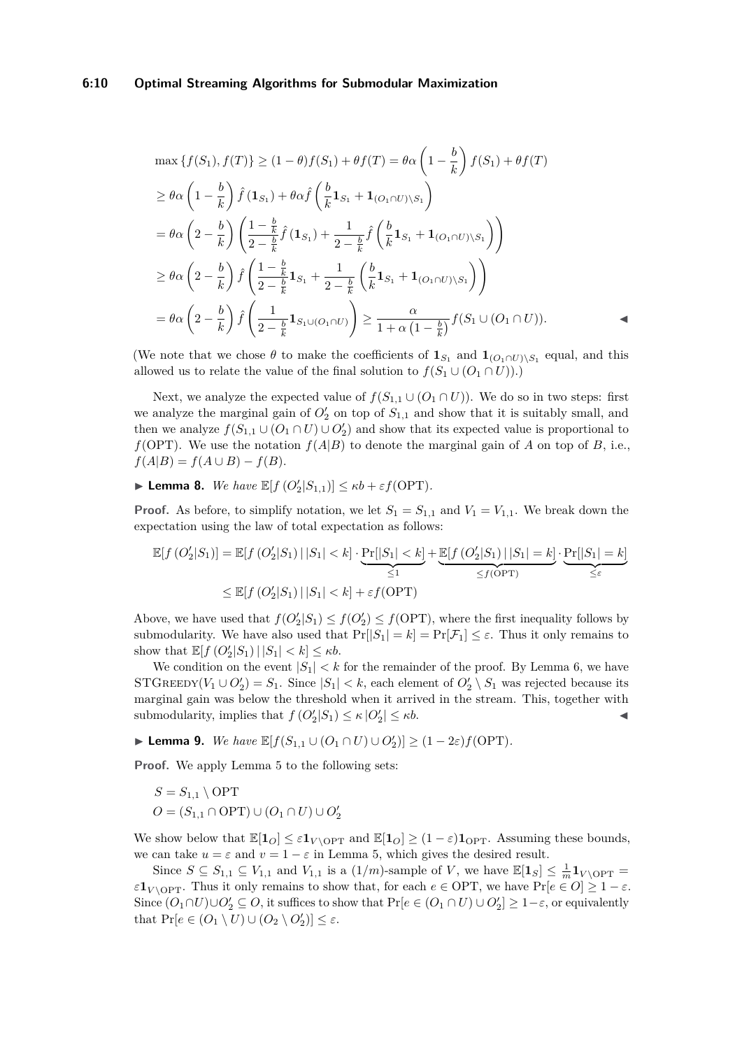$$
\begin{aligned}
&\max\{f(S_1), f(T)\} \geq (1-\theta) f(S_1) + \theta f(T) = \theta\alpha\left(1 - \frac{b}{k}\right) f(S_1) + \theta f(T) \\
&\geq \theta\alpha\left(1 - \frac{b}{k}\right)\hat{f}\left(\mathbf{1}_{S_1}\right) + \theta\alpha\hat{f}\left(\frac{b}{k}\mathbf{1}_{S_1} + \mathbf{1}_{(O_1\cap U)\setminus S_1}\right) \\
&= \theta\alpha\left(2 - \frac{b}{k}\right)\left(\frac{1-\frac{b}{k}}{2-\frac{b}{k}}\hat{f}\left(\mathbf{1}_{S_1}\right) + \frac{1}{2-\frac{b}{k}}\hat{f}\left(\frac{b}{k}\mathbf{1}_{S_1} + \mathbf{1}_{(O_1\cap U)\setminus S_1}\right)\right) \\
&\geq \theta\alpha\left(2 - \frac{b}{k}\right)\hat{f}\left(\frac{1-\frac{b}{k}}{2-\frac{b}{k}}\mathbf{1}_{S_1} + \frac{1}{2-\frac{b}{k}}\left(\frac{b}{k}\mathbf{1}_{S_1} + \mathbf{1}_{(O_1\cap U)\setminus S_1}\right)\right) \\
&= \theta\alpha\left(2 - \frac{b}{k}\right)\hat{f}\left(\frac{1}{2-\frac{b}{k}}\mathbf{1}_{S_1\cup(O_1\cap U)}\right) \geq \frac{\alpha}{1+\alpha\left(1-\frac{b}{k}\right)} f(S_1 \cup (O_1 \cap U)). \qquad \blacktriangleleft
\end{aligned}
$$

(We note that we chose $\theta$ to make the coefficients of $\mathbf{1}_{S_1}$ and $\mathbf{1}_{(O_1\cap U)\setminus S_1}$ equal, and this allowed us to relate the value of the final solution to $f(S_1 \cup (O_1 \cap U))$.)

Next, we analyze the expected value of $f(S_{1,1} \cup (O_1 \cap U))$. We do so in two steps: first we analyze the marginal gain of $O'_2$ on top of $S_{1,1}$ and show that it is suitably small, and then we analyze $f(S_{1,1} \cup (O_1 \cap U) \cup O'_2)$ and show that its expected value is proportional to $f(\mathrm{OPT})$. We use the notation $f(A|B)$ to denote the marginal gain of $A$ on top of $B$, i.e., $f(A|B) = f(A \cup B) - f(B)$.

▶ **Lemma 8.** *We have* $\mathbb{E}[f(O'_2|S_{1,1})] \leq \kappa b + \varepsilon f(\mathrm{OPT})$.

**Proof.** As before, to simplify notation, we let $S_1 = S_{1,1}$ and $V_1 = V_{1,1}$. We break down the expectation using the law of total expectation as follows:

$$
\begin{aligned}
\mathbb{E}[f(O'_2|S_1)] &= \mathbb{E}[f(O'_2|S_1) \,|\, |S_1| < k] \cdot \underbrace{\Pr[|S_1| < k]}_{\leq 1} + \underbrace{\mathbb{E}[f(O'_2|S_1) \,|\, |S_1| = k]}_{\leq f(\mathrm{OPT})} \cdot \underbrace{\Pr[|S_1| = k]}_{\leq \varepsilon} \\
&\leq \mathbb{E}[f(O'_2|S_1) \,|\, |S_1| < k] + \varepsilon f(\mathrm{OPT})
\end{aligned}
$$

Above, we have used that $f(O'_2|S_1) \leq f(O'_2) \leq f(\mathrm{OPT})$, where the first inequality follows by submodularity. We have also used that $\Pr[|S_1| = k] = \Pr[\mathcal{F}_1] \leq \varepsilon$. Thus it only remains to show that $\mathbb{E}[f(O'_2|S_1) \,|\, |S_1| < k] \leq \kappa b$.

We condition on the event $|S_1| < k$ for the remainder of the proof. By Lemma 6, we have $\mathrm{STGREEDY}(V_1 \cup O'_2) = S_1$. Since $|S_1| < k$, each element of $O'_2 \setminus S_1$ was rejected because its marginal gain was below the threshold when it arrived in the stream. This, together with submodularity, implies that $f(O'_2|S_1) \leq \kappa\, |O'_2| \leq \kappa b$. ◀

▶ **Lemma 9.** *We have* $\mathbb{E}[f(S_{1,1} \cup (O_1 \cap U) \cup O'_2)] \geq (1 - 2\varepsilon) f(\mathrm{OPT})$.

**Proof.** We apply Lemma 5 to the following sets:

$$
\begin{aligned}
&S = S_{1,1} \setminus \mathrm{OPT} \\
&O = (S_{1,1} \cap \mathrm{OPT}) \cup (O_1 \cap U) \cup O'_2
\end{aligned}
$$

We show below that $\mathbb{E}[\mathbf{1}_O] \leq \varepsilon \mathbf{1}_{V\setminus\mathrm{OPT}}$ and $\mathbb{E}[\mathbf{1}_O] \geq (1 - \varepsilon)\mathbf{1}_{\mathrm{OPT}}$. Assuming these bounds, we can take $u = \varepsilon$ and $v = 1 - \varepsilon$ in Lemma 5, which gives the desired result.

Since $S \subseteq S_{1,1} \subseteq V_{1,1}$ and $V_{1,1}$ is a $(1/m)$-sample of $V$, we have $\mathbb{E}[\mathbf{1}_S] \leq \frac{1}{m}\mathbf{1}_{V\setminus\mathrm{OPT}} = \varepsilon \mathbf{1}_{V\setminus\mathrm{OPT}}$. Thus it only remains to show that, for each $e \in \mathrm{OPT}$, we have $\Pr[e \in O] \geq 1 - \varepsilon$. Since $(O_1 \cap U) \cup O'_2 \subseteq O$, it suffices to show that $\Pr[e \in (O_1 \cap U) \cup O'_2] \geq 1 - \varepsilon$, or equivalently that $\Pr[e \in (O_1 \setminus U) \cup (O_2 \setminus O'_2)] \leq \varepsilon$.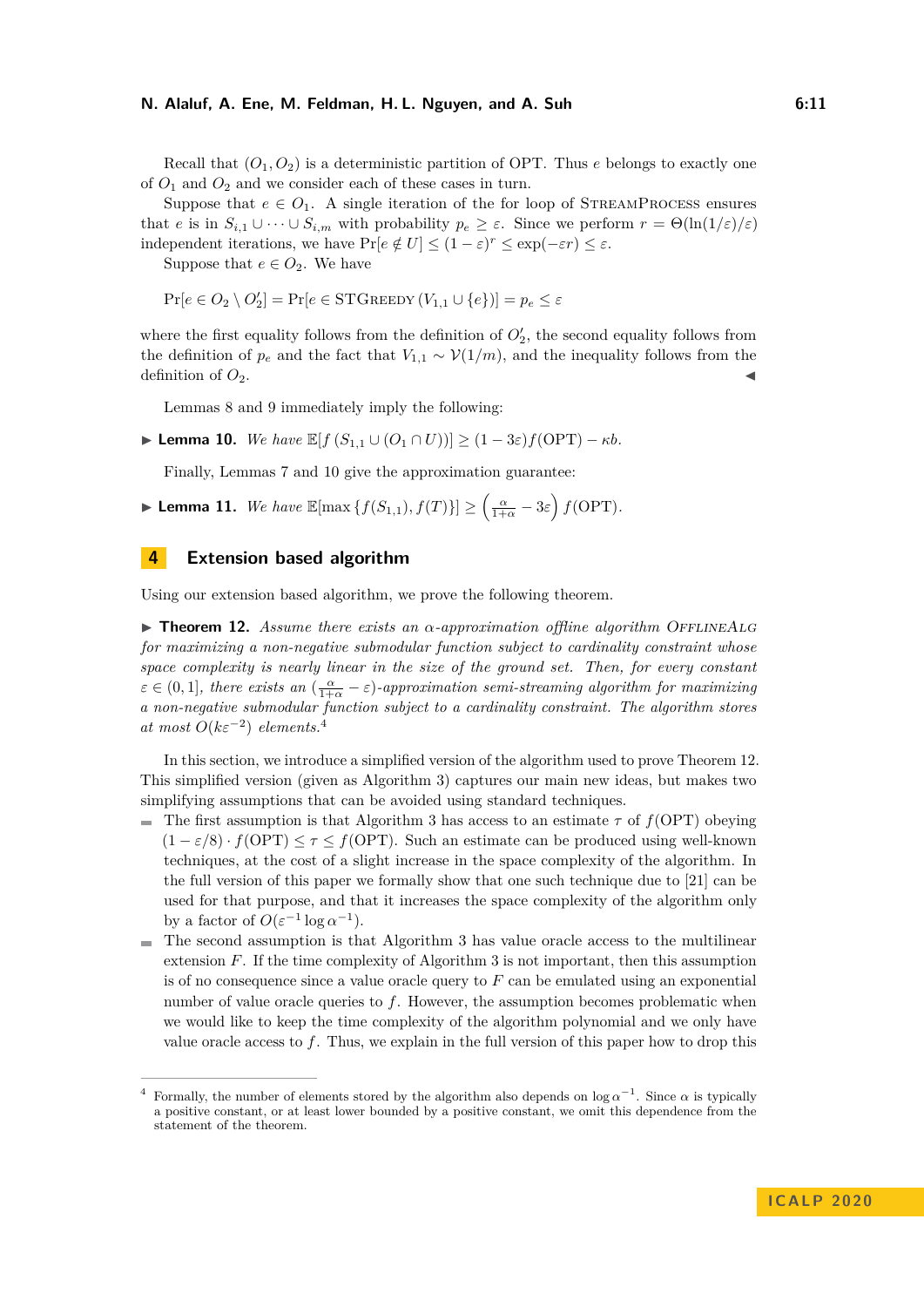Recall that $(O_1, O_2)$ is a deterministic partition of OPT. Thus $e$ belongs to exactly one of $O_1$ and $O_2$ and we consider each of these cases in turn.

Suppose that $e \in O_1$. A single iteration of the for loop of StreamProcess ensures that $e$ is in $S_{i,1} \cup \cdots \cup S_{i,m}$ with probability $p_e \geq \varepsilon$. Since we perform $r = \Theta(\ln(1/\varepsilon)/\varepsilon)$ independent iterations, we have $\Pr[e \notin U] \leq (1-\varepsilon)^r \leq \exp(-\varepsilon r) \leq \varepsilon$.

Suppose that $e \in O_2$. We have

$$\Pr[e \in O_2 \setminus O_2'] = \Pr[e \in \text{STGreedy}(V_{1,1} \cup \{e\})] = p_e \leq \varepsilon$$

where the first equality follows from the definition of $O_2'$, the second equality follows from the definition of $p_e$ and the fact that $V_{1,1} \sim \mathcal{V}(1/m)$, and the inequality follows from the definition of $O_2$. ◀

Lemmas 8 and 9 immediately imply the following:

▶ **Lemma 10.** *We have* $\mathbb{E}[f(S_{1,1} \cup (O_1 \cap U))] \geq (1 - 3\varepsilon) f(\text{OPT}) - \kappa b$.

Finally, Lemmas 7 and 10 give the approximation guarantee:

▶ **Lemma 11.** *We have* $\mathbb{E}[\max\{f(S_{1,1}), f(T)\}] \geq \left(\frac{\alpha}{1+\alpha} - 3\varepsilon\right) f(\text{OPT})$.

## 4 Extension based algorithm

Using our extension based algorithm, we prove the following theorem.

▶ **Theorem 12.** *Assume there exists an $\alpha$-approximation offline algorithm* OfflineAlg *for maximizing a non-negative submodular function subject to cardinality constraint whose space complexity is nearly linear in the size of the ground set. Then, for every constant $\varepsilon \in (0, 1]$, there exists an $(\frac{\alpha}{1+\alpha} - \varepsilon)$-approximation semi-streaming algorithm for maximizing a non-negative submodular function subject to a cardinality constraint. The algorithm stores at most $O(k\varepsilon^{-2})$ elements.*[4]

In this section, we introduce a simplified version of the algorithm used to prove Theorem 12. This simplified version (given as Algorithm 3) captures our main new ideas, but makes two simplifying assumptions that can be avoided using standard techniques.

- The first assumption is that Algorithm 3 has access to an estimate $\tau$ of $f(\text{OPT})$ obeying $(1 - \varepsilon/8) \cdot f(\text{OPT}) \leq \tau \leq f(\text{OPT})$. Such an estimate can be produced using well-known techniques, at the cost of a slight increase in the space complexity of the algorithm. In the full version of this paper we formally show that one such technique due to [21] can be used for that purpose, and that it increases the space complexity of the algorithm only by a factor of $O(\varepsilon^{-1} \log \alpha^{-1})$.
- The second assumption is that Algorithm 3 has value oracle access to the multilinear extension $F$. If the time complexity of Algorithm 3 is not important, then this assumption is of no consequence since a value oracle query to $F$ can be emulated using an exponential number of value oracle queries to $f$. However, the assumption becomes problematic when we would like to keep the time complexity of the algorithm polynomial and we only have value oracle access to $f$. Thus, we explain in the full version of this paper how to drop this

[4] Formally, the number of elements stored by the algorithm also depends on $\log \alpha^{-1}$. Since $\alpha$ is typically a positive constant, or at least lower bounded by a positive constant, we omit this dependence from the statement of the theorem.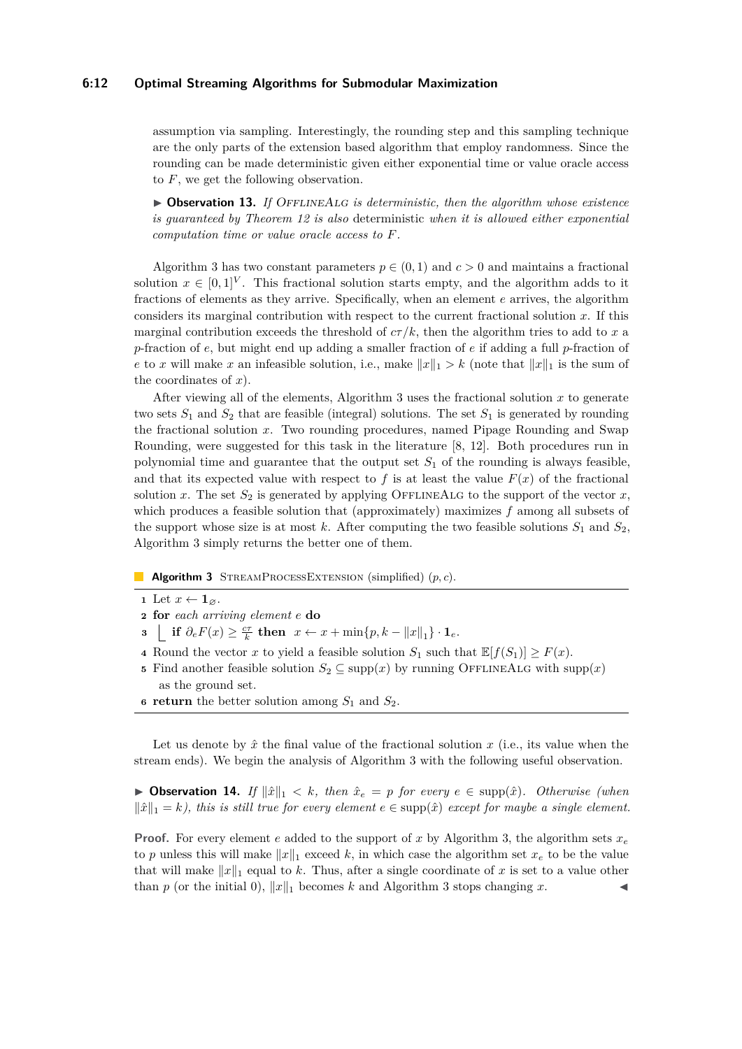assumption via sampling. Interestingly, the rounding step and this sampling technique are the only parts of the extension based algorithm that employ randomness. Since the rounding can be made deterministic given either exponential time or value oracle access to $F$, we get the following observation.

▶ **Observation 13.** *If* OfflineAlg *is deterministic, then the algorithm whose existence is guaranteed by Theorem 12 is also* deterministic *when it is allowed either exponential computation time or value oracle access to $F$.*

Algorithm 3 has two constant parameters $p \in (0, 1)$ and $c > 0$ and maintains a fractional solution $x \in [0, 1]^V$. This fractional solution starts empty, and the algorithm adds to it fractions of elements as they arrive. Specifically, when an element $e$ arrives, the algorithm considers its marginal contribution with respect to the current fractional solution $x$. If this marginal contribution exceeds the threshold of $c\tau/k$, then the algorithm tries to add to $x$ a $p$-fraction of $e$, but might end up adding a smaller fraction of $e$ if adding a full $p$-fraction of $e$ to $x$ will make $x$ an infeasible solution, i.e., make $\|x\|_1 > k$ (note that $\|x\|_1$ is the sum of the coordinates of $x$).

After viewing all of the elements, Algorithm 3 uses the fractional solution $x$ to generate two sets $S_1$ and $S_2$ that are feasible (integral) solutions. The set $S_1$ is generated by rounding the fractional solution $x$. Two rounding procedures, named Pipage Rounding and Swap Rounding, were suggested for this task in the literature [8, 12]. Both procedures run in polynomial time and guarantee that the output set $S_1$ of the rounding is always feasible, and that its expected value with respect to $f$ is at least the value $F(x)$ of the fractional solution $x$. The set $S_2$ is generated by applying OfflineAlg to the support of the vector $x$, which produces a feasible solution that (approximately) maximizes $f$ among all subsets of the support whose size is at most $k$. After computing the two feasible solutions $S_1$ and $S_2$, Algorithm 3 simply returns the better one of them.

**Algorithm 3** StreamProcessExtension (simplified) $(p, c)$.

```
1 Let x ← 1_∅.
2 for each arriving element e do
3     if ∂_e F(x) ≥ cτ/k then  x ← x + min{p, k − ‖x‖_1} · 1_e.
4 Round the vector x to yield a feasible solution S_1 such that E[f(S_1)] ≥ F(x).
5 Find another feasible solution S_2 ⊆ supp(x) by running OfflineAlg with supp(x)
    as the ground set.
6 return the better solution among S_1 and S_2.
```

Let us denote by $\hat{x}$ the final value of the fractional solution $x$ (i.e., its value when the stream ends). We begin the analysis of Algorithm 3 with the following useful observation.

▶ **Observation 14.** *If $\|\hat{x}\|_1 < k$, then $\hat{x}_e = p$ for every $e \in \text{supp}(\hat{x})$. Otherwise (when $\|\hat{x}\|_1 = k$), this is still true for every element $e \in \text{supp}(\hat{x})$ except for maybe a single element.*

**Proof.** For every element $e$ added to the support of $x$ by Algorithm 3, the algorithm sets $x_e$ to $p$ unless this will make $\|x\|_1$ exceed $k$, in which case the algorithm set $x_e$ to be the value that will make $\|x\|_1$ equal to $k$. Thus, after a single coordinate of $x$ is set to a value other than $p$ (or the initial 0), $\|x\|_1$ becomes $k$ and Algorithm 3 stops changing $x$. ◀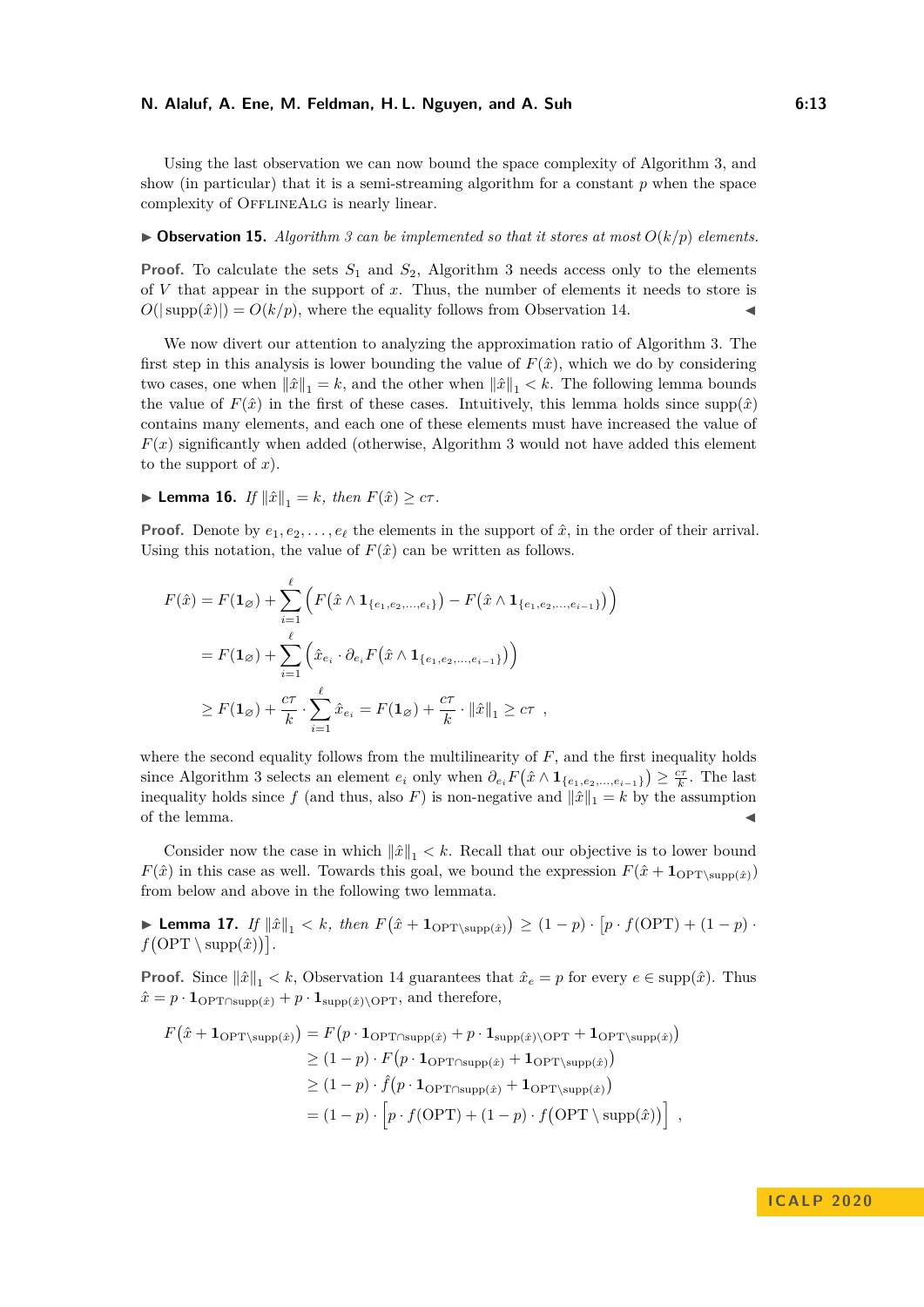Using the last observation we can now bound the space complexity of Algorithm 3, and show (in particular) that it is a semi-streaming algorithm for a constant $p$ when the space complexity of OfflineAlg is nearly linear.

▶ **Observation 15.** *Algorithm 3 can be implemented so that it stores at most $O(k/p)$ elements.*

**Proof.** To calculate the sets $S_1$ and $S_2$, Algorithm 3 needs access only to the elements of $V$ that appear in the support of $x$. Thus, the number of elements it needs to store is $O(|\operatorname{supp}(\hat{x})|) = O(k/p)$, where the equality follows from Observation 14. ◀

We now divert our attention to analyzing the approximation ratio of Algorithm 3. The first step in this analysis is lower bounding the value of $F(\hat{x})$, which we do by considering two cases, one when $\|\hat{x}\|_1 = k$, and the other when $\|\hat{x}\|_1 < k$. The following lemma bounds the value of $F(\hat{x})$ in the first of these cases. Intuitively, this lemma holds since $\operatorname{supp}(\hat{x})$ contains many elements, and each one of these elements must have increased the value of $F(x)$ significantly when added (otherwise, Algorithm 3 would not have added this element to the support of $x$).

▶ **Lemma 16.** *If $\|\hat{x}\|_1 = k$, then $F(\hat{x}) \geq c\tau$.*

**Proof.** Denote by $e_1, e_2, \ldots, e_\ell$ the elements in the support of $\hat{x}$, in the order of their arrival. Using this notation, the value of $F(\hat{x})$ can be written as follows.

$$
\begin{aligned}
F(\hat{x}) &= F(\mathbf{1}_\varnothing) + \sum_{i=1}^{\ell} \Big( F\big(\hat{x} \wedge \mathbf{1}_{\{e_1, e_2, \ldots, e_i\}}\big) - F\big(\hat{x} \wedge \mathbf{1}_{\{e_1, e_2, \ldots, e_{i-1}\}}\big) \Big) \\
&= F(\mathbf{1}_\varnothing) + \sum_{i=1}^{\ell} \Big( \hat{x}_{e_i} \cdot \partial_{e_i} F\big(\hat{x} \wedge \mathbf{1}_{\{e_1, e_2, \ldots, e_{i-1}\}}\big) \Big) \\
&\geq F(\mathbf{1}_\varnothing) + \frac{c\tau}{k} \cdot \sum_{i=1}^{\ell} \hat{x}_{e_i} = F(\mathbf{1}_\varnothing) + \frac{c\tau}{k} \cdot \|\hat{x}\|_1 \geq c\tau \ ,
\end{aligned}
$$

where the second equality follows from the multilinearity of $F$, and the first inequality holds since Algorithm 3 selects an element $e_i$ only when $\partial_{e_i} F\big(\hat{x} \wedge \mathbf{1}_{\{e_1, e_2, \ldots, e_{i-1}\}}\big) \geq \frac{c\tau}{k}$. The last inequality holds since $f$ (and thus, also $F$) is non-negative and $\|\hat{x}\|_1 = k$ by the assumption of the lemma. ◀

Consider now the case in which $\|\hat{x}\|_1 < k$. Recall that our objective is to lower bound $F(\hat{x})$ in this case as well. Towards this goal, we bound the expression $F(\hat{x} + \mathbf{1}_{\mathrm{OPT} \setminus \operatorname{supp}(\hat{x})})$ from below and above in the following two lemmata.

▶ **Lemma 17.** *If $\|\hat{x}\|_1 < k$, then $F\big(\hat{x} + \mathbf{1}_{\mathrm{OPT} \setminus \operatorname{supp}(\hat{x})}\big) \geq (1-p) \cdot \big[p \cdot f(\mathrm{OPT}) + (1-p) \cdot f\big(\mathrm{OPT} \setminus \operatorname{supp}(\hat{x})\big)\big]$.*

**Proof.** Since $\|\hat{x}\|_1 < k$, Observation 14 guarantees that $\hat{x}_e = p$ for every $e \in \operatorname{supp}(\hat{x})$. Thus $\hat{x} = p \cdot \mathbf{1}_{\mathrm{OPT} \cap \operatorname{supp}(\hat{x})} + p \cdot \mathbf{1}_{\operatorname{supp}(\hat{x}) \setminus \mathrm{OPT}}$, and therefore,

$$
\begin{aligned}
F\big(\hat{x} + \mathbf{1}_{\mathrm{OPT} \setminus \operatorname{supp}(\hat{x})}\big) &= F\big(p \cdot \mathbf{1}_{\mathrm{OPT} \cap \operatorname{supp}(\hat{x})} + p \cdot \mathbf{1}_{\operatorname{supp}(\hat{x}) \setminus \mathrm{OPT}} + \mathbf{1}_{\mathrm{OPT} \setminus \operatorname{supp}(\hat{x})}\big) \\
&\geq (1-p) \cdot F\big(p \cdot \mathbf{1}_{\mathrm{OPT} \cap \operatorname{supp}(\hat{x})} + \mathbf{1}_{\mathrm{OPT} \setminus \operatorname{supp}(\hat{x})}\big) \\
&\geq (1-p) \cdot \hat{f}\big(p \cdot \mathbf{1}_{\mathrm{OPT} \cap \operatorname{supp}(\hat{x})} + \mathbf{1}_{\mathrm{OPT} \setminus \operatorname{supp}(\hat{x})}\big) \\
&= (1-p) \cdot \Big[p \cdot f(\mathrm{OPT}) + (1-p) \cdot f\big(\mathrm{OPT} \setminus \operatorname{supp}(\hat{x})\big)\Big] \ ,
\end{aligned}
$$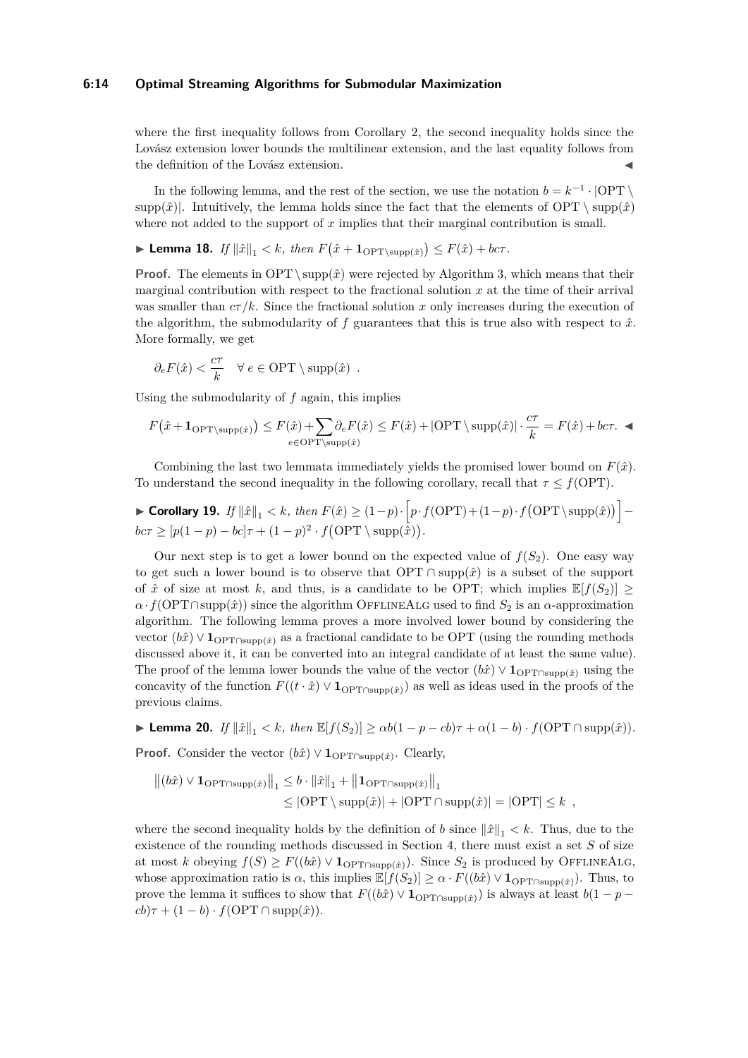where the first inequality follows from Corollary 2, the second inequality holds since the Lovász extension lower bounds the multilinear extension, and the last equality follows from the definition of the Lovász extension. ◀

In the following lemma, and the rest of the section, we use the notation $b = k^{-1} \cdot |\mathrm{OPT} \setminus \mathrm{supp}(\hat{x})|$. Intuitively, the lemma holds since the fact that the elements of $\mathrm{OPT} \setminus \mathrm{supp}(\hat{x})$ where not added to the support of $x$ implies that their marginal contribution is small.

▶ **Lemma 18.** *If $\|\hat{x}\|_1 < k$, then $F\big(\hat{x} + \mathbf{1}_{\mathrm{OPT}\setminus\mathrm{supp}(\hat{x})}\big) \leq F(\hat{x}) + bc\tau$.*

**Proof.** The elements in $\mathrm{OPT} \setminus \mathrm{supp}(\hat{x})$ were rejected by Algorithm 3, which means that their marginal contribution with respect to the fractional solution $x$ at the time of their arrival was smaller than $c\tau/k$. Since the fractional solution $x$ only increases during the execution of the algorithm, the submodularity of $f$ guarantees that this is true also with respect to $\hat{x}$. More formally, we get

$$\partial_e F(\hat{x}) < \frac{c\tau}{k} \quad \forall\, e \in \mathrm{OPT} \setminus \mathrm{supp}(\hat{x}) \ .$$

Using the submodularity of $f$ again, this implies

$$F\big(\hat{x} + \mathbf{1}_{\mathrm{OPT}\setminus\mathrm{supp}(\hat{x})}\big) \leq F(\hat{x}) + \sum_{e\in\mathrm{OPT}\setminus\mathrm{supp}(\hat{x})} \partial_e F(\hat{x}) \leq F(\hat{x}) + |\mathrm{OPT} \setminus \mathrm{supp}(\hat{x})| \cdot \frac{c\tau}{k} = F(\hat{x}) + bc\tau. \blacktriangleleft$$

Combining the last two lemmata immediately yields the promised lower bound on $F(\hat{x})$. To understand the second inequality in the following corollary, recall that $\tau \leq f(\mathrm{OPT})$.

▶ **Corollary 19.** *If $\|\hat{x}\|_1 < k$, then $F(\hat{x}) \geq (1-p) \cdot \Big[p \cdot f(\mathrm{OPT}) + (1-p) \cdot f\big(\mathrm{OPT} \setminus \mathrm{supp}(\hat{x})\big)\Big] - bc\tau \geq [p(1-p) - bc]\tau + (1-p)^2 \cdot f\big(\mathrm{OPT} \setminus \mathrm{supp}(\hat{x})\big)$.*

Our next step is to get a lower bound on the expected value of $f(S_2)$. One easy way to get such a lower bound is to observe that $\mathrm{OPT} \cap \mathrm{supp}(\hat{x})$ is a subset of the support of $\hat{x}$ of size at most $k$, and thus, is a candidate to be OPT; which implies $\mathbb{E}[f(S_2)] \geq \alpha \cdot f(\mathrm{OPT} \cap \mathrm{supp}(\hat{x}))$ since the algorithm OfflineAlg used to find $S_2$ is an $\alpha$-approximation algorithm. The following lemma proves a more involved lower bound by considering the vector $(b\hat{x}) \vee \mathbf{1}_{\mathrm{OPT}\cap\mathrm{supp}(\hat{x})}$ as a fractional candidate to be OPT (using the rounding methods discussed above it, it can be converted into an integral candidate of at least the same value). The proof of the lemma lower bounds the value of the vector $(b\hat{x}) \vee \mathbf{1}_{\mathrm{OPT}\cap\mathrm{supp}(\hat{x})}$ using the concavity of the function $F((t \cdot \hat{x}) \vee \mathbf{1}_{\mathrm{OPT}\cap\mathrm{supp}(\hat{x})})$ as well as ideas used in the proofs of the previous claims.

▶ **Lemma 20.** *If $\|\hat{x}\|_1 < k$, then $\mathbb{E}[f(S_2)] \geq \alpha b(1 - p - cb)\tau + \alpha(1 - b) \cdot f(\mathrm{OPT} \cap \mathrm{supp}(\hat{x}))$.*

**Proof.** Consider the vector $(b\hat{x}) \vee \mathbf{1}_{\mathrm{OPT}\cap\mathrm{supp}(\hat{x})}$. Clearly,

$$\begin{aligned}\big\|(b\hat{x}) \vee \mathbf{1}_{\mathrm{OPT}\cap\mathrm{supp}(\hat{x})}\big\|_1 &\leq b \cdot \|\hat{x}\|_1 + \big\|\mathbf{1}_{\mathrm{OPT}\cap\mathrm{supp}(\hat{x})}\big\|_1 \\ &\leq |\mathrm{OPT} \setminus \mathrm{supp}(\hat{x})| + |\mathrm{OPT} \cap \mathrm{supp}(\hat{x})| = |\mathrm{OPT}| \leq k \ ,\end{aligned}$$

where the second inequality holds by the definition of $b$ since $\|\hat{x}\|_1 < k$. Thus, due to the existence of the rounding methods discussed in Section 4, there must exist a set $S$ of size at most $k$ obeying $f(S) \geq F((b\hat{x}) \vee \mathbf{1}_{\mathrm{OPT}\cap\mathrm{supp}(\hat{x})})$. Since $S_2$ is produced by OfflineAlg, whose approximation ratio is $\alpha$, this implies $\mathbb{E}[f(S_2)] \geq \alpha \cdot F((b\hat{x}) \vee \mathbf{1}_{\mathrm{OPT}\cap\mathrm{supp}(\hat{x})})$. Thus, to prove the lemma it suffices to show that $F((b\hat{x}) \vee \mathbf{1}_{\mathrm{OPT}\cap\mathrm{supp}(\hat{x})})$ is always at least $b(1 - p - cb)\tau + (1 - b) \cdot f(\mathrm{OPT} \cap \mathrm{supp}(\hat{x}))$.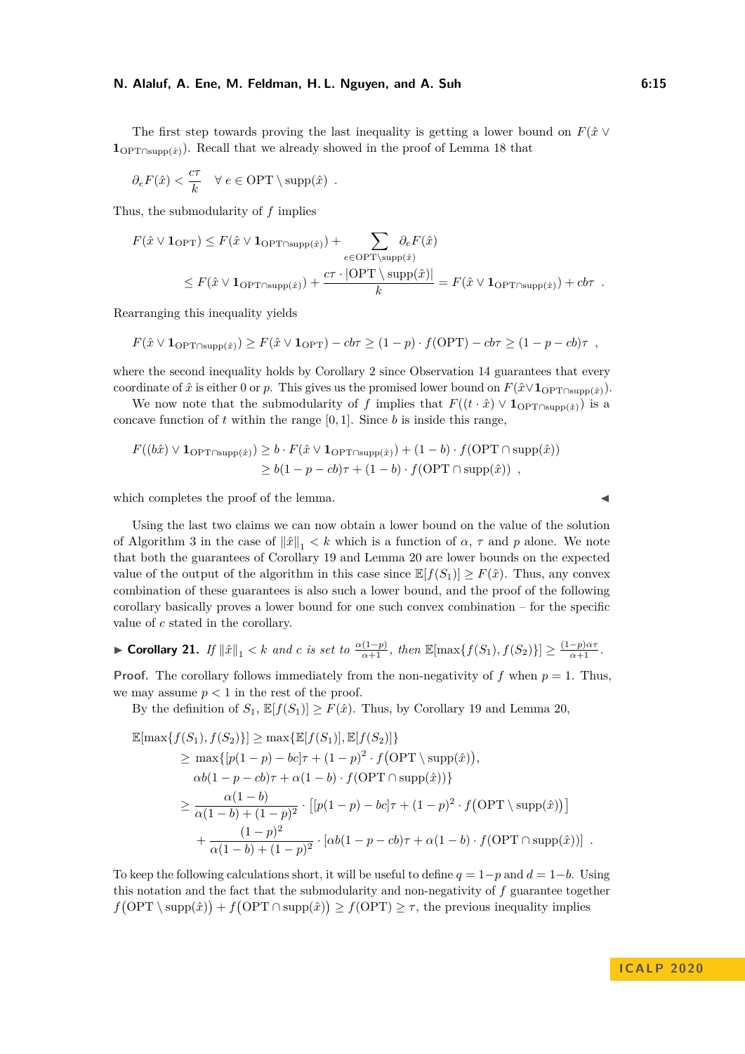The first step towards proving the last inequality is getting a lower bound on $F(\hat{x} \vee \mathbf{1}_{\mathrm{OPT} \cap \mathrm{supp}(\hat{x})})$. Recall that we already showed in the proof of Lemma 18 that

$$\partial_e F(\hat{x}) < \frac{c\tau}{k} \quad \forall\, e \in \mathrm{OPT} \setminus \mathrm{supp}(\hat{x}) \ .$$

Thus, the submodularity of $f$ implies

$$\begin{aligned} F(\hat{x} \vee \mathbf{1}_{\mathrm{OPT}}) &\leq F(\hat{x} \vee \mathbf{1}_{\mathrm{OPT} \cap \mathrm{supp}(\hat{x})}) + \sum_{e \in \mathrm{OPT} \setminus \mathrm{supp}(\hat{x})} \partial_e F(\hat{x}) \\ &\leq F(\hat{x} \vee \mathbf{1}_{\mathrm{OPT} \cap \mathrm{supp}(\hat{x})}) + \frac{c\tau \cdot |\mathrm{OPT} \setminus \mathrm{supp}(\hat{x})|}{k} = F(\hat{x} \vee \mathbf{1}_{\mathrm{OPT} \cap \mathrm{supp}(\hat{x})}) + cb\tau \ . \end{aligned}$$

Rearranging this inequality yields

$$F(\hat{x} \vee \mathbf{1}_{\mathrm{OPT} \cap \mathrm{supp}(\hat{x})}) \geq F(\hat{x} \vee \mathbf{1}_{\mathrm{OPT}}) - cb\tau \geq (1-p) \cdot f(\mathrm{OPT}) - cb\tau \geq (1 - p - cb)\tau \ ,$$

where the second inequality holds by Corollary 2 since Observation 14 guarantees that every coordinate of $\hat{x}$ is either 0 or $p$. This gives us the promised lower bound on $F(\hat{x} \vee \mathbf{1}_{\mathrm{OPT} \cap \mathrm{supp}(\hat{x})})$.

We now note that the submodularity of $f$ implies that $F((t \cdot \hat{x}) \vee \mathbf{1}_{\mathrm{OPT} \cap \mathrm{supp}(\hat{x})})$ is a concave function of $t$ within the range $[0, 1]$. Since $b$ is inside this range,

$$\begin{aligned} F((b\hat{x}) \vee \mathbf{1}_{\mathrm{OPT} \cap \mathrm{supp}(\hat{x})}) &\geq b \cdot F(\hat{x} \vee \mathbf{1}_{\mathrm{OPT} \cap \mathrm{supp}(\hat{x})}) + (1-b) \cdot f(\mathrm{OPT} \cap \mathrm{supp}(\hat{x})) \\ &\geq b(1 - p - cb)\tau + (1-b) \cdot f(\mathrm{OPT} \cap \mathrm{supp}(\hat{x})) \ , \end{aligned}$$

which completes the proof of the lemma. ◀

Using the last two claims we can now obtain a lower bound on the value of the solution of Algorithm 3 in the case of $\|\hat{x}\|_1 < k$ which is a function of $\alpha$, $\tau$ and $p$ alone. We note that both the guarantees of Corollary 19 and Lemma 20 are lower bounds on the expected value of the output of the algorithm in this case since $\mathbb{E}[f(S_1)] \geq F(\hat{x})$. Thus, any convex combination of these guarantees is also such a lower bound, and the proof of the following corollary basically proves a lower bound for one such convex combination – for the specific value of $c$ stated in the corollary.

▶ **Corollary 21.** *If $\|\hat{x}\|_1 < k$ and $c$ is set to $\frac{\alpha(1-p)}{\alpha+1}$, then $\mathbb{E}[\max\{f(S_1), f(S_2)\}] \geq \frac{(1-p)\alpha\tau}{\alpha+1}$.*

**Proof.** The corollary follows immediately from the non-negativity of $f$ when $p = 1$. Thus, we may assume $p < 1$ in the rest of the proof.

By the definition of $S_1$, $\mathbb{E}[f(S_1)] \geq F(\hat{x})$. Thus, by Corollary 19 and Lemma 20,

$$\begin{aligned} \mathbb{E}[\max\{f(S_1), f(S_2)\}] &\geq \max\{\mathbb{E}[f(S_1)], \mathbb{E}[f(S_2)]\} \\ &\geq \max\{[p(1-p) - bc]\tau + (1-p)^2 \cdot f(\mathrm{OPT} \setminus \mathrm{supp}(\hat{x})), \\ &\quad \alpha b(1 - p - cb)\tau + \alpha(1-b) \cdot f(\mathrm{OPT} \cap \mathrm{supp}(\hat{x}))\} \\ &\geq \frac{\alpha(1-b)}{\alpha(1-b) + (1-p)^2} \cdot \left[[p(1-p) - bc]\tau + (1-p)^2 \cdot f(\mathrm{OPT} \setminus \mathrm{supp}(\hat{x}))\right] \\ &\quad + \frac{(1-p)^2}{\alpha(1-b) + (1-p)^2} \cdot [\alpha b(1 - p - cb)\tau + \alpha(1-b) \cdot f(\mathrm{OPT} \cap \mathrm{supp}(\hat{x}))] \ . \end{aligned}$$

To keep the following calculations short, it will be useful to define $q = 1-p$ and $d = 1-b$. Using this notation and the fact that the submodularity and non-negativity of $f$ guarantee together $f(\mathrm{OPT} \setminus \mathrm{supp}(\hat{x})) + f(\mathrm{OPT} \cap \mathrm{supp}(\hat{x})) \geq f(\mathrm{OPT}) \geq \tau$, the previous inequality implies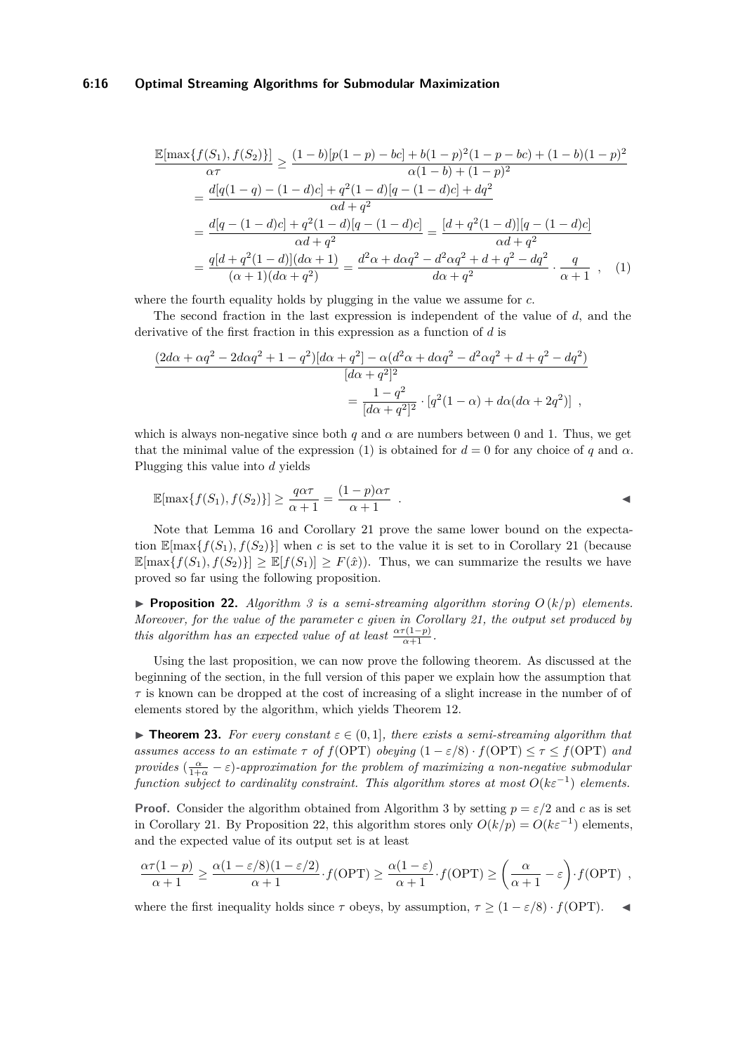$$
\begin{aligned}
\frac{\mathbb{E}[\max\{f(S_1), f(S_2)\}]}{\alpha\tau} &\geq \frac{(1-b)[p(1-p)-bc] + b(1-p)^2(1-p-bc) + (1-b)(1-p)^2}{\alpha(1-b)+(1-p)^2} \\
&= \frac{d[q(1-q)-(1-d)c] + q^2(1-d)[q-(1-d)c] + dq^2}{\alpha d + q^2} \\
&= \frac{d[q-(1-d)c] + q^2(1-d)[q-(1-d)c]}{\alpha d + q^2} = \frac{[d+q^2(1-d)][q-(1-d)c]}{\alpha d + q^2} \\
&= \frac{q[d+q^2(1-d)](d\alpha+1)}{(\alpha+1)(d\alpha+q^2)} = \frac{d^2\alpha + d\alpha q^2 - d^2\alpha q^2 + d + q^2 - dq^2}{d\alpha + q^2} \cdot \frac{q}{\alpha+1} \ , \quad (1)
\end{aligned}
$$

where the fourth equality holds by plugging in the value we assume for $c$.

The second fraction in the last expression is independent of the value of $d$, and the derivative of the first fraction in this expression as a function of $d$ is

$$
\begin{aligned}
&\frac{(2d\alpha + \alpha q^2 - 2d\alpha q^2 + 1 - q^2)[d\alpha + q^2] - \alpha(d^2\alpha + d\alpha q^2 - d^2\alpha q^2 + d + q^2 - dq^2)}{[d\alpha + q^2]^2} \\
&\qquad\qquad = \frac{1-q^2}{[d\alpha + q^2]^2} \cdot [q^2(1-\alpha) + d\alpha(d\alpha + 2q^2)] \ ,
\end{aligned}
$$

which is always non-negative since both $q$ and $\alpha$ are numbers between 0 and 1. Thus, we get that the minimal value of the expression (1) is obtained for $d = 0$ for any choice of $q$ and $\alpha$. Plugging this value into $d$ yields

$$
\mathbb{E}[\max\{f(S_1), f(S_2)\}] \geq \frac{q\alpha\tau}{\alpha+1} = \frac{(1-p)\alpha\tau}{\alpha+1} \ . \qquad \blacktriangleleft
$$

Note that Lemma 16 and Corollary 21 prove the same lower bound on the expectation $\mathbb{E}[\max\{f(S_1), f(S_2)\}]$ when $c$ is set to the value it is set to in Corollary 21 (because $\mathbb{E}[\max\{f(S_1), f(S_2)\}] \geq \mathbb{E}[f(S_1)] \geq F(\hat{x})$). Thus, we can summarize the results we have proved so far using the following proposition.

▶ **Proposition 22.** *Algorithm 3 is a semi-streaming algorithm storing $O(k/p)$ elements. Moreover, for the value of the parameter $c$ given in Corollary 21, the output set produced by this algorithm has an expected value of at least $\frac{\alpha\tau(1-p)}{\alpha+1}$.*

Using the last proposition, we can now prove the following theorem. As discussed at the beginning of the section, in the full version of this paper we explain how the assumption that $\tau$ is known can be dropped at the cost of increasing of a slight increase in the number of of elements stored by the algorithm, which yields Theorem 12.

▶ **Theorem 23.** *For every constant $\varepsilon \in (0, 1]$, there exists a semi-streaming algorithm that assumes access to an estimate $\tau$ of $f(\text{OPT})$ obeying $(1 - \varepsilon/8) \cdot f(\text{OPT}) \leq \tau \leq f(\text{OPT})$ and provides $(\frac{\alpha}{1+\alpha} - \varepsilon)$-approximation for the problem of maximizing a non-negative submodular function subject to cardinality constraint. This algorithm stores at most $O(k\varepsilon^{-1})$ elements.*

**Proof.** Consider the algorithm obtained from Algorithm 3 by setting $p = \varepsilon/2$ and $c$ as is set in Corollary 21. By Proposition 22, this algorithm stores only $O(k/p) = O(k\varepsilon^{-1})$ elements, and the expected value of its output set is at least

$$
\frac{\alpha\tau(1-p)}{\alpha+1} \geq \frac{\alpha(1-\varepsilon/8)(1-\varepsilon/2)}{\alpha+1} \cdot f(\text{OPT}) \geq \frac{\alpha(1-\varepsilon)}{\alpha+1} \cdot f(\text{OPT}) \geq \left(\frac{\alpha}{\alpha+1} - \varepsilon\right) \cdot f(\text{OPT}) \ ,
$$

where the first inequality holds since $\tau$ obeys, by assumption, $\tau \geq (1 - \varepsilon/8) \cdot f(\text{OPT})$. ◀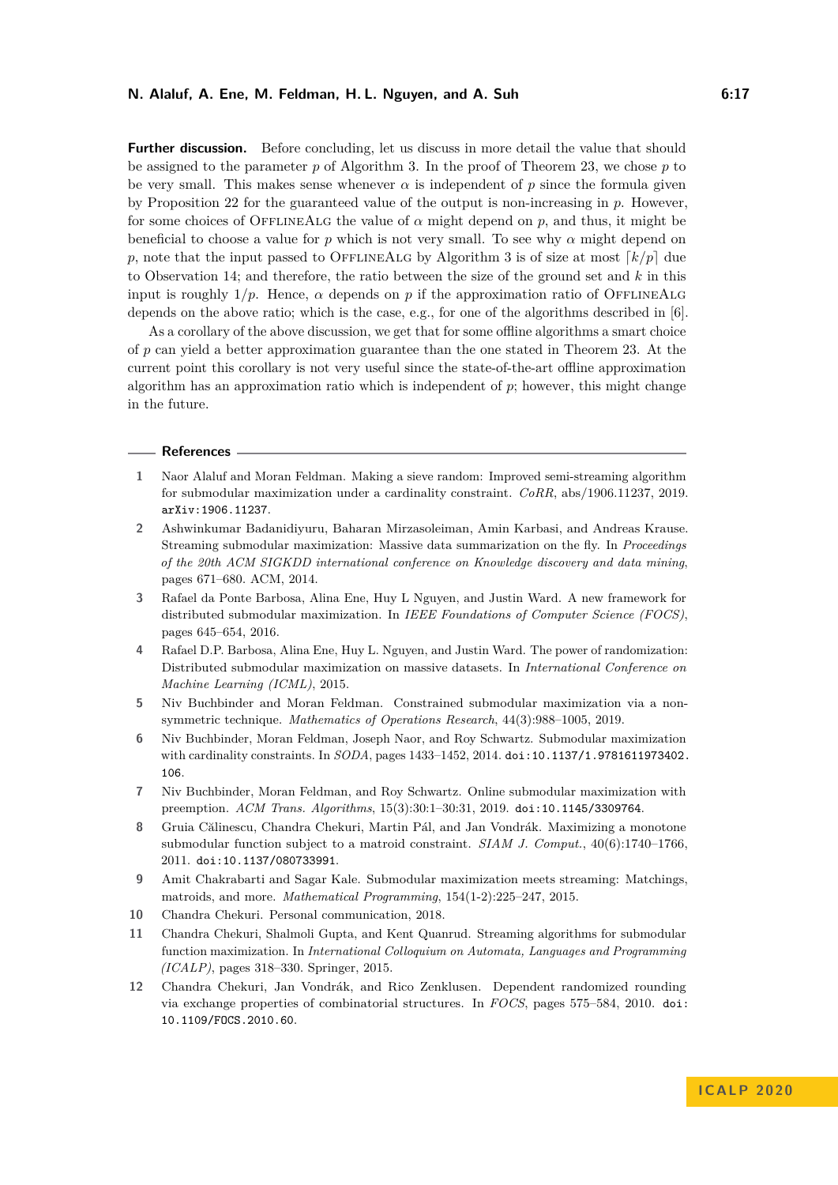**Further discussion.** Before concluding, let us discuss in more detail the value that should be assigned to the parameter $p$ of Algorithm 3. In the proof of Theorem 23, we chose $p$ to be very small. This makes sense whenever $\alpha$ is independent of $p$ since the formula given by Proposition 22 for the guaranteed value of the output is non-increasing in $p$. However, for some choices of OfflineAlg the value of $\alpha$ might depend on $p$, and thus, it might be beneficial to choose a value for $p$ which is not very small. To see why $\alpha$ might depend on $p$, note that the input passed to OfflineAlg by Algorithm 3 is of size at most $\lceil k/p \rceil$ due to Observation 14; and therefore, the ratio between the size of the ground set and $k$ in this input is roughly $1/p$. Hence, $\alpha$ depends on $p$ if the approximation ratio of OfflineAlg depends on the above ratio; which is the case, e.g., for one of the algorithms described in [6].

As a corollary of the above discussion, we get that for some offline algorithms a smart choice of $p$ can yield a better approximation guarantee than the one stated in Theorem 23. At the current point this corollary is not very useful since the state-of-the-art offline approximation algorithm has an approximation ratio which is independent of $p$; however, this might change in the future.

## References

1. Naor Alaluf and Moran Feldman. Making a sieve random: Improved semi-streaming algorithm for submodular maximization under a cardinality constraint. *CoRR*, abs/1906.11237, 2019. arXiv:1906.11237.
2. Ashwinkumar Badanidiyuru, Baharan Mirzasoleiman, Amin Karbasi, and Andreas Krause. Streaming submodular maximization: Massive data summarization on the fly. In *Proceedings of the 20th ACM SIGKDD international conference on Knowledge discovery and data mining*, pages 671–680. ACM, 2014.
3. Rafael da Ponte Barbosa, Alina Ene, Huy L Nguyen, and Justin Ward. A new framework for distributed submodular maximization. In *IEEE Foundations of Computer Science (FOCS)*, pages 645–654, 2016.
4. Rafael D.P. Barbosa, Alina Ene, Huy L. Nguyen, and Justin Ward. The power of randomization: Distributed submodular maximization on massive datasets. In *International Conference on Machine Learning (ICML)*, 2015.
5. Niv Buchbinder and Moran Feldman. Constrained submodular maximization via a non-symmetric technique. *Mathematics of Operations Research*, 44(3):988–1005, 2019.
6. Niv Buchbinder, Moran Feldman, Joseph Naor, and Roy Schwartz. Submodular maximization with cardinality constraints. In *SODA*, pages 1433–1452, 2014. doi:10.1137/1.9781611973402.106.
7. Niv Buchbinder, Moran Feldman, and Roy Schwartz. Online submodular maximization with preemption. *ACM Trans. Algorithms*, 15(3):30:1–30:31, 2019. doi:10.1145/3309764.
8. Gruia Călinescu, Chandra Chekuri, Martin Pál, and Jan Vondrák. Maximizing a monotone submodular function subject to a matroid constraint. *SIAM J. Comput.*, 40(6):1740–1766, 2011. doi:10.1137/080733991.
9. Amit Chakrabarti and Sagar Kale. Submodular maximization meets streaming: Matchings, matroids, and more. *Mathematical Programming*, 154(1-2):225–247, 2015.
10. Chandra Chekuri. Personal communication, 2018.
11. Chandra Chekuri, Shalmoli Gupta, and Kent Quanrud. Streaming algorithms for submodular function maximization. In *International Colloquium on Automata, Languages and Programming (ICALP)*, pages 318–330. Springer, 2015.
12. Chandra Chekuri, Jan Vondrák, and Rico Zenklusen. Dependent randomized rounding via exchange properties of combinatorial structures. In *FOCS*, pages 575–584, 2010. doi:10.1109/FOCS.2010.60.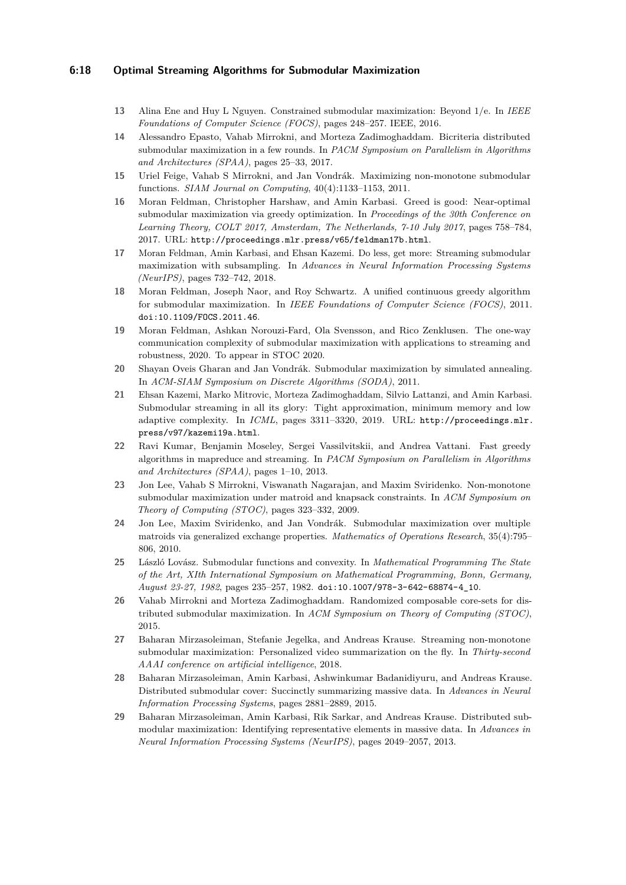**13** Alina Ene and Huy L Nguyen. Constrained submodular maximization: Beyond 1/e. In *IEEE Foundations of Computer Science (FOCS)*, pages 248–257. IEEE, 2016.

**14** Alessandro Epasto, Vahab Mirrokni, and Morteza Zadimoghaddam. Bicriteria distributed submodular maximization in a few rounds. In *PACM Symposium on Parallelism in Algorithms and Architectures (SPAA)*, pages 25–33, 2017.

**15** Uriel Feige, Vahab S Mirrokni, and Jan Vondrák. Maximizing non-monotone submodular functions. *SIAM Journal on Computing*, 40(4):1133–1153, 2011.

**16** Moran Feldman, Christopher Harshaw, and Amin Karbasi. Greed is good: Near-optimal submodular maximization via greedy optimization. In *Proceedings of the 30th Conference on Learning Theory, COLT 2017, Amsterdam, The Netherlands, 7-10 July 2017*, pages 758–784, 2017. URL: `http://proceedings.mlr.press/v65/feldman17b.html`.

**17** Moran Feldman, Amin Karbasi, and Ehsan Kazemi. Do less, get more: Streaming submodular maximization with subsampling. In *Advances in Neural Information Processing Systems (NeurIPS)*, pages 732–742, 2018.

**18** Moran Feldman, Joseph Naor, and Roy Schwartz. A unified continuous greedy algorithm for submodular maximization. In *IEEE Foundations of Computer Science (FOCS)*, 2011. `doi:10.1109/FOCS.2011.46`.

**19** Moran Feldman, Ashkan Norouzi-Fard, Ola Svensson, and Rico Zenklusen. The one-way communication complexity of submodular maximization with applications to streaming and robustness, 2020. To appear in STOC 2020.

**20** Shayan Oveis Gharan and Jan Vondrák. Submodular maximization by simulated annealing. In *ACM-SIAM Symposium on Discrete Algorithms (SODA)*, 2011.

**21** Ehsan Kazemi, Marko Mitrovic, Morteza Zadimoghaddam, Silvio Lattanzi, and Amin Karbasi. Submodular streaming in all its glory: Tight approximation, minimum memory and low adaptive complexity. In *ICML*, pages 3311–3320, 2019. URL: `http://proceedings.mlr.press/v97/kazemi19a.html`.

**22** Ravi Kumar, Benjamin Moseley, Sergei Vassilvitskii, and Andrea Vattani. Fast greedy algorithms in mapreduce and streaming. In *PACM Symposium on Parallelism in Algorithms and Architectures (SPAA)*, pages 1–10, 2013.

**23** Jon Lee, Vahab S Mirrokni, Viswanath Nagarajan, and Maxim Sviridenko. Non-monotone submodular maximization under matroid and knapsack constraints. In *ACM Symposium on Theory of Computing (STOC)*, pages 323–332, 2009.

**24** Jon Lee, Maxim Sviridenko, and Jan Vondrák. Submodular maximization over multiple matroids via generalized exchange properties. *Mathematics of Operations Research*, 35(4):795–806, 2010.

**25** László Lovász. Submodular functions and convexity. In *Mathematical Programming The State of the Art, XIth International Symposium on Mathematical Programming, Bonn, Germany, August 23-27, 1982*, pages 235–257, 1982. `doi:10.1007/978-3-642-68874-4_10`.

**26** Vahab Mirrokni and Morteza Zadimoghaddam. Randomized composable core-sets for distributed submodular maximization. In *ACM Symposium on Theory of Computing (STOC)*, 2015.

**27** Baharan Mirzasoleiman, Stefanie Jegelka, and Andreas Krause. Streaming non-monotone submodular maximization: Personalized video summarization on the fly. In *Thirty-second AAAI conference on artificial intelligence*, 2018.

**28** Baharan Mirzasoleiman, Amin Karbasi, Ashwinkumar Badanidiyuru, and Andreas Krause. Distributed submodular cover: Succinctly summarizing massive data. In *Advances in Neural Information Processing Systems*, pages 2881–2889, 2015.

**29** Baharan Mirzasoleiman, Amin Karbasi, Rik Sarkar, and Andreas Krause. Distributed submodular maximization: Identifying representative elements in massive data. In *Advances in Neural Information Processing Systems (NeurIPS)*, pages 2049–2057, 2013.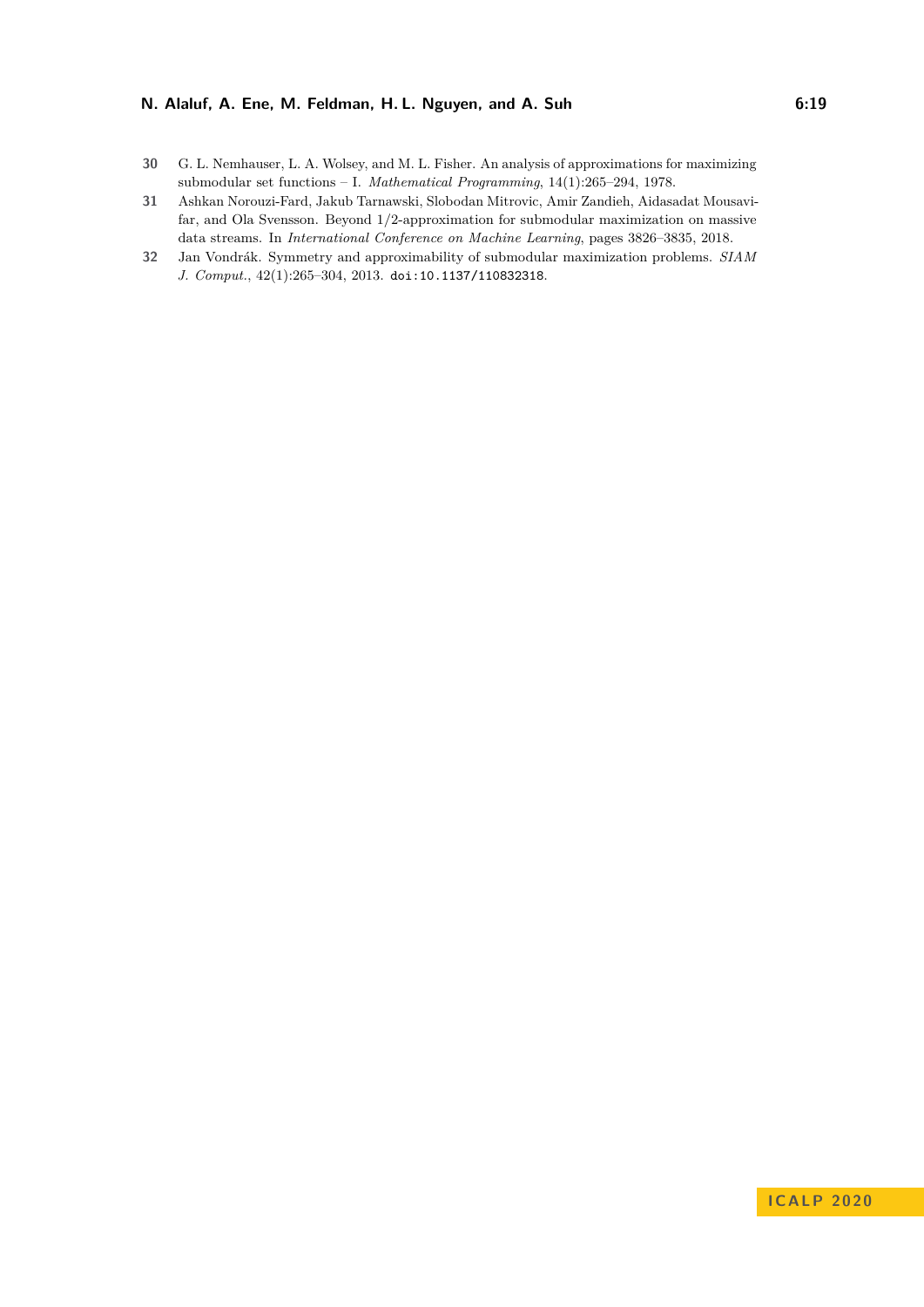30. G. L. Nemhauser, L. A. Wolsey, and M. L. Fisher. An analysis of approximations for maximizing submodular set functions – I. *Mathematical Programming*, 14(1):265–294, 1978.
31. Ashkan Norouzi-Fard, Jakub Tarnawski, Slobodan Mitrovic, Amir Zandieh, Aidasadat Mousavifar, and Ola Svensson. Beyond 1/2-approximation for submodular maximization on massive data streams. In *International Conference on Machine Learning*, pages 3826–3835, 2018.
32. Jan Vondrák. Symmetry and approximability of submodular maximization problems. *SIAM J. Comput.*, 42(1):265–304, 2013. doi:10.1137/110832318.